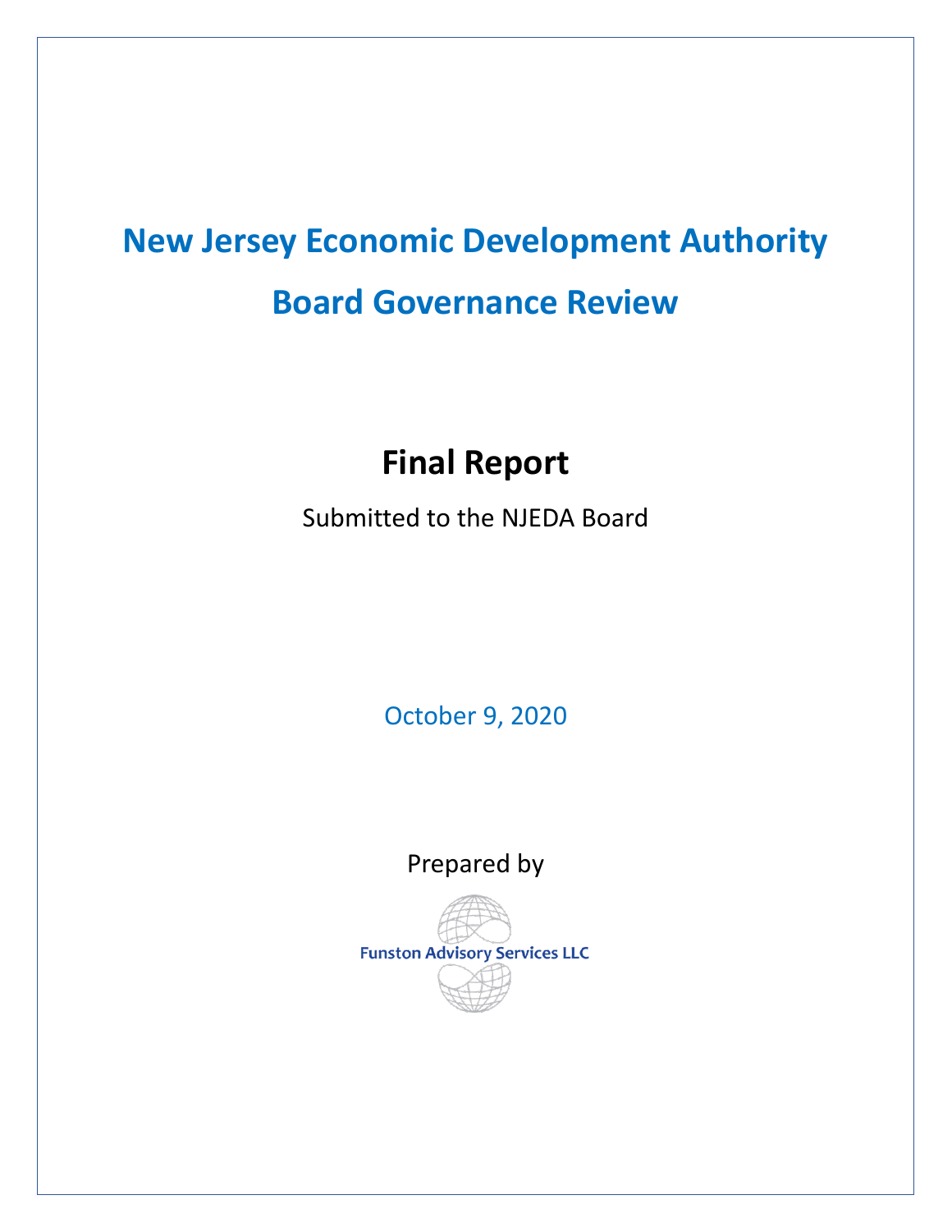# New Jersey Economic Development Authority

# Board Governance Review

## Final Report

Submitted to the NJEDA Board

October 9, 2020

Prepared by

Funston Advisory Services LLC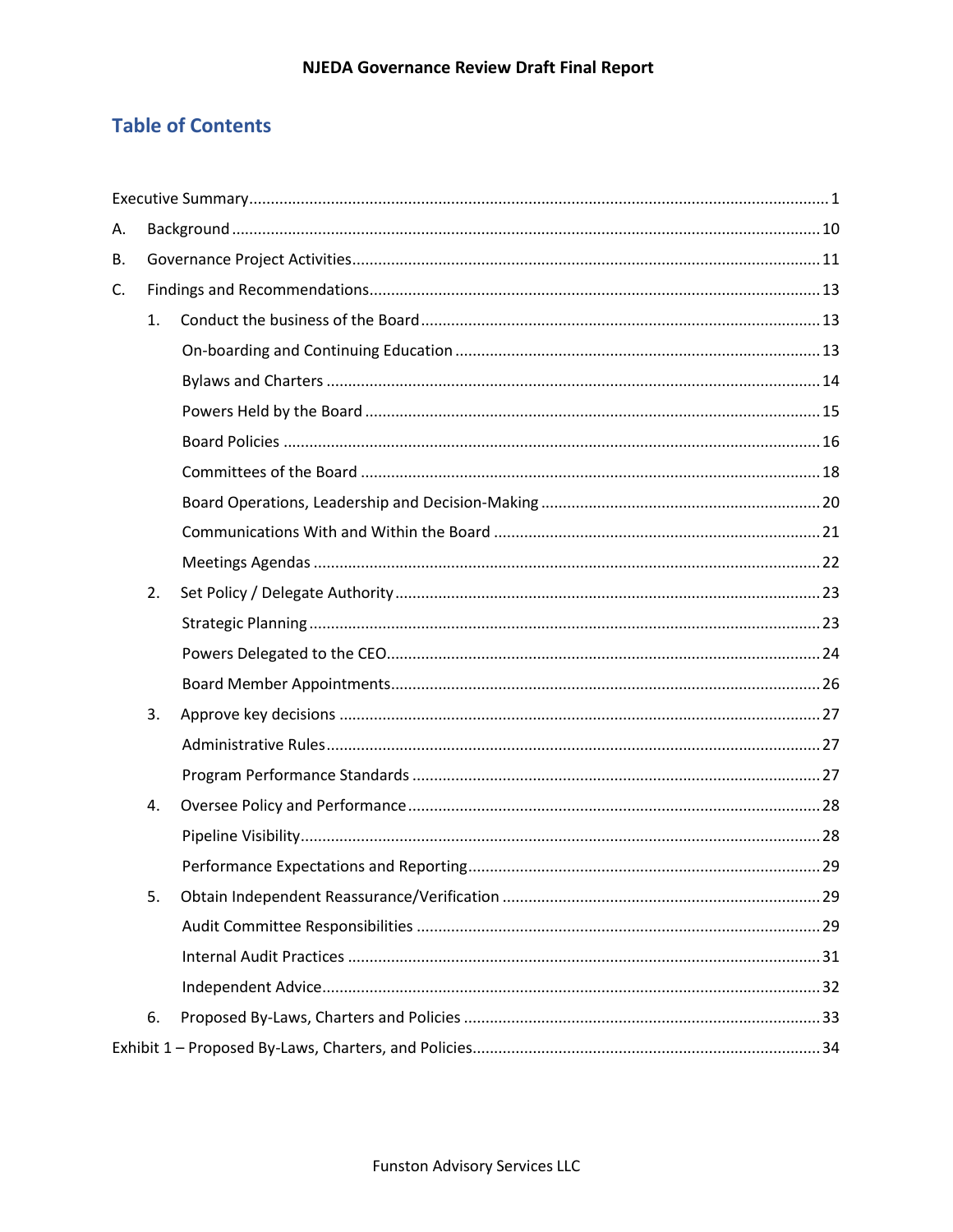# Table of Contents

Executive Summary ..... 1

A. Background ..... 10

B. Governance Project Activities ..... 11

C. Findings and Recommendations ..... 13

1. Conduct the business of the Board ..... 13
   - On-boarding and Continuing Education ..... 13
   - Bylaws and Charters ..... 14
   - Powers Held by the Board ..... 15
   - Board Policies ..... 16
   - Committees of the Board ..... 18
   - Board Operations, Leadership and Decision-Making ..... 20
   - Communications With and Within the Board ..... 21
   - Meetings Agendas ..... 22
2. Set Policy / Delegate Authority ..... 23
   - Strategic Planning ..... 23
   - Powers Delegated to the CEO ..... 24
   - Board Member Appointments ..... 26
3. Approve key decisions ..... 27
   - Administrative Rules ..... 27
   - Program Performance Standards ..... 27
4. Oversee Policy and Performance ..... 28
   - Pipeline Visibility ..... 28
   - Performance Expectations and Reporting ..... 29
5. Obtain Independent Reassurance/Verification ..... 29
   - Audit Committee Responsibilities ..... 29
   - Internal Audit Practices ..... 31
   - Independent Advice ..... 32
6. Proposed By-Laws, Charters and Policies ..... 33

Exhibit 1 – Proposed By-Laws, Charters, and Policies ..... 34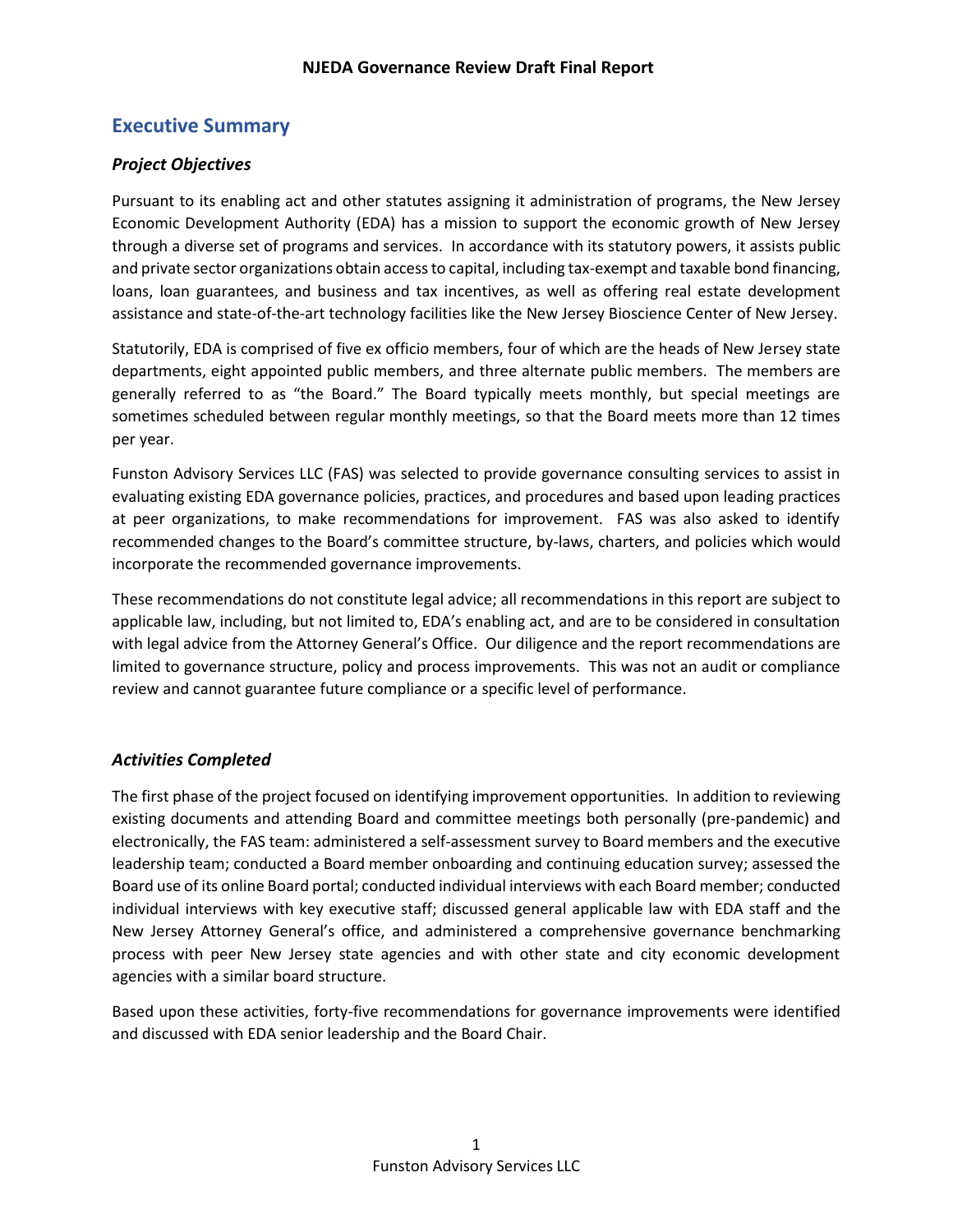## Executive Summary

### *Project Objectives*

Pursuant to its enabling act and other statutes assigning it administration of programs, the New Jersey Economic Development Authority (EDA) has a mission to support the economic growth of New Jersey through a diverse set of programs and services. In accordance with its statutory powers, it assists public and private sector organizations obtain access to capital, including tax-exempt and taxable bond financing, loans, loan guarantees, and business and tax incentives, as well as offering real estate development assistance and state-of-the-art technology facilities like the New Jersey Bioscience Center of New Jersey.

Statutorily, EDA is comprised of five ex officio members, four of which are the heads of New Jersey state departments, eight appointed public members, and three alternate public members. The members are generally referred to as "the Board." The Board typically meets monthly, but special meetings are sometimes scheduled between regular monthly meetings, so that the Board meets more than 12 times per year.

Funston Advisory Services LLC (FAS) was selected to provide governance consulting services to assist in evaluating existing EDA governance policies, practices, and procedures and based upon leading practices at peer organizations, to make recommendations for improvement. FAS was also asked to identify recommended changes to the Board's committee structure, by-laws, charters, and policies which would incorporate the recommended governance improvements.

These recommendations do not constitute legal advice; all recommendations in this report are subject to applicable law, including, but not limited to, EDA's enabling act, and are to be considered in consultation with legal advice from the Attorney General's Office. Our diligence and the report recommendations are limited to governance structure, policy and process improvements. This was not an audit or compliance review and cannot guarantee future compliance or a specific level of performance.

### *Activities Completed*

The first phase of the project focused on identifying improvement opportunities. In addition to reviewing existing documents and attending Board and committee meetings both personally (pre-pandemic) and electronically, the FAS team: administered a self-assessment survey to Board members and the executive leadership team; conducted a Board member onboarding and continuing education survey; assessed the Board use of its online Board portal; conducted individual interviews with each Board member; conducted individual interviews with key executive staff; discussed general applicable law with EDA staff and the New Jersey Attorney General's office, and administered a comprehensive governance benchmarking process with peer New Jersey state agencies and with other state and city economic development agencies with a similar board structure.

Based upon these activities, forty-five recommendations for governance improvements were identified and discussed with EDA senior leadership and the Board Chair.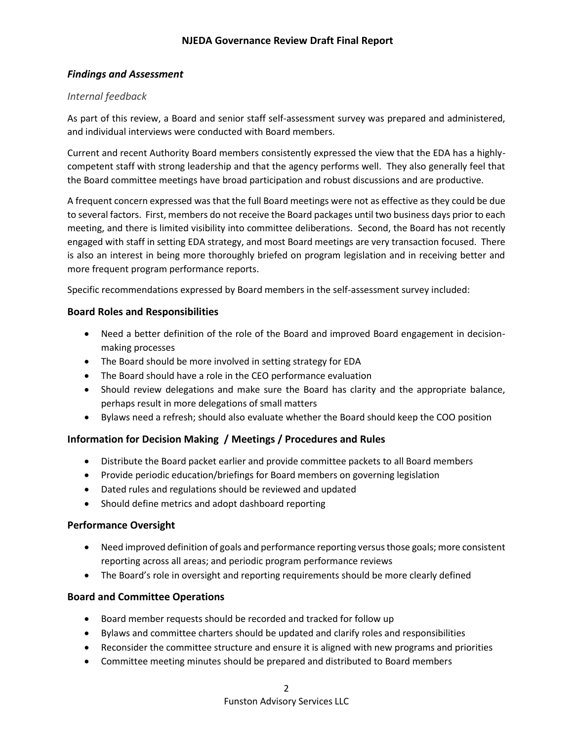## *Findings and Assessment*

### *Internal feedback*

As part of this review, a Board and senior staff self-assessment survey was prepared and administered, and individual interviews were conducted with Board members.

Current and recent Authority Board members consistently expressed the view that the EDA has a highly-competent staff with strong leadership and that the agency performs well. They also generally feel that the Board committee meetings have broad participation and robust discussions and are productive.

A frequent concern expressed was that the full Board meetings were not as effective as they could be due to several factors. First, members do not receive the Board packages until two business days prior to each meeting, and there is limited visibility into committee deliberations. Second, the Board has not recently engaged with staff in setting EDA strategy, and most Board meetings are very transaction focused. There is also an interest in being more thoroughly briefed on program legislation and in receiving better and more frequent program performance reports.

Specific recommendations expressed by Board members in the self-assessment survey included:

### Board Roles and Responsibilities

- Need a better definition of the role of the Board and improved Board engagement in decision-making processes
- The Board should be more involved in setting strategy for EDA
- The Board should have a role in the CEO performance evaluation
- Should review delegations and make sure the Board has clarity and the appropriate balance, perhaps result in more delegations of small matters
- Bylaws need a refresh; should also evaluate whether the Board should keep the COO position

### Information for Decision Making / Meetings / Procedures and Rules

- Distribute the Board packet earlier and provide committee packets to all Board members
- Provide periodic education/briefings for Board members on governing legislation
- Dated rules and regulations should be reviewed and updated
- Should define metrics and adopt dashboard reporting

### Performance Oversight

- Need improved definition of goals and performance reporting versus those goals; more consistent reporting across all areas; and periodic program performance reviews
- The Board's role in oversight and reporting requirements should be more clearly defined

### Board and Committee Operations

- Board member requests should be recorded and tracked for follow up
- Bylaws and committee charters should be updated and clarify roles and responsibilities
- Reconsider the committee structure and ensure it is aligned with new programs and priorities
- Committee meeting minutes should be prepared and distributed to Board members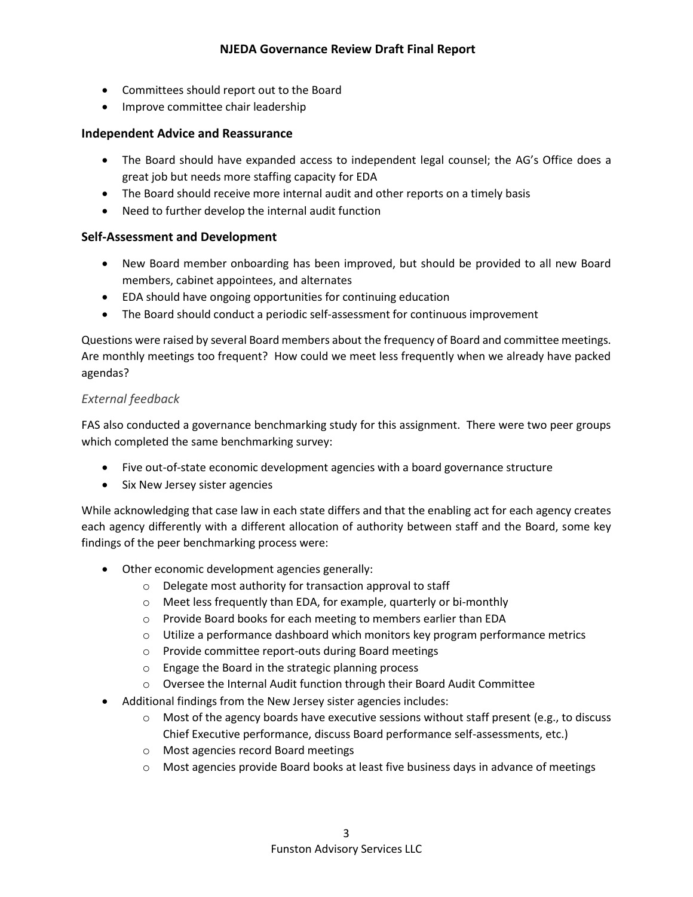- Committees should report out to the Board
- Improve committee chair leadership

### Independent Advice and Reassurance

- The Board should have expanded access to independent legal counsel; the AG's Office does a great job but needs more staffing capacity for EDA
- The Board should receive more internal audit and other reports on a timely basis
- Need to further develop the internal audit function

### Self-Assessment and Development

- New Board member onboarding has been improved, but should be provided to all new Board members, cabinet appointees, and alternates
- EDA should have ongoing opportunities for continuing education
- The Board should conduct a periodic self-assessment for continuous improvement

Questions were raised by several Board members about the frequency of Board and committee meetings. Are monthly meetings too frequent? How could we meet less frequently when we already have packed agendas?

### *External feedback*

FAS also conducted a governance benchmarking study for this assignment. There were two peer groups which completed the same benchmarking survey:

- Five out-of-state economic development agencies with a board governance structure
- Six New Jersey sister agencies

While acknowledging that case law in each state differs and that the enabling act for each agency creates each agency differently with a different allocation of authority between staff and the Board, some key findings of the peer benchmarking process were:

- Other economic development agencies generally:
  - Delegate most authority for transaction approval to staff
  - Meet less frequently than EDA, for example, quarterly or bi-monthly
  - Provide Board books for each meeting to members earlier than EDA
  - Utilize a performance dashboard which monitors key program performance metrics
  - Provide committee report-outs during Board meetings
  - Engage the Board in the strategic planning process
  - Oversee the Internal Audit function through their Board Audit Committee
- Additional findings from the New Jersey sister agencies includes:
  - Most of the agency boards have executive sessions without staff present (e.g., to discuss Chief Executive performance, discuss Board performance self-assessments, etc.)
  - Most agencies record Board meetings
  - Most agencies provide Board books at least five business days in advance of meetings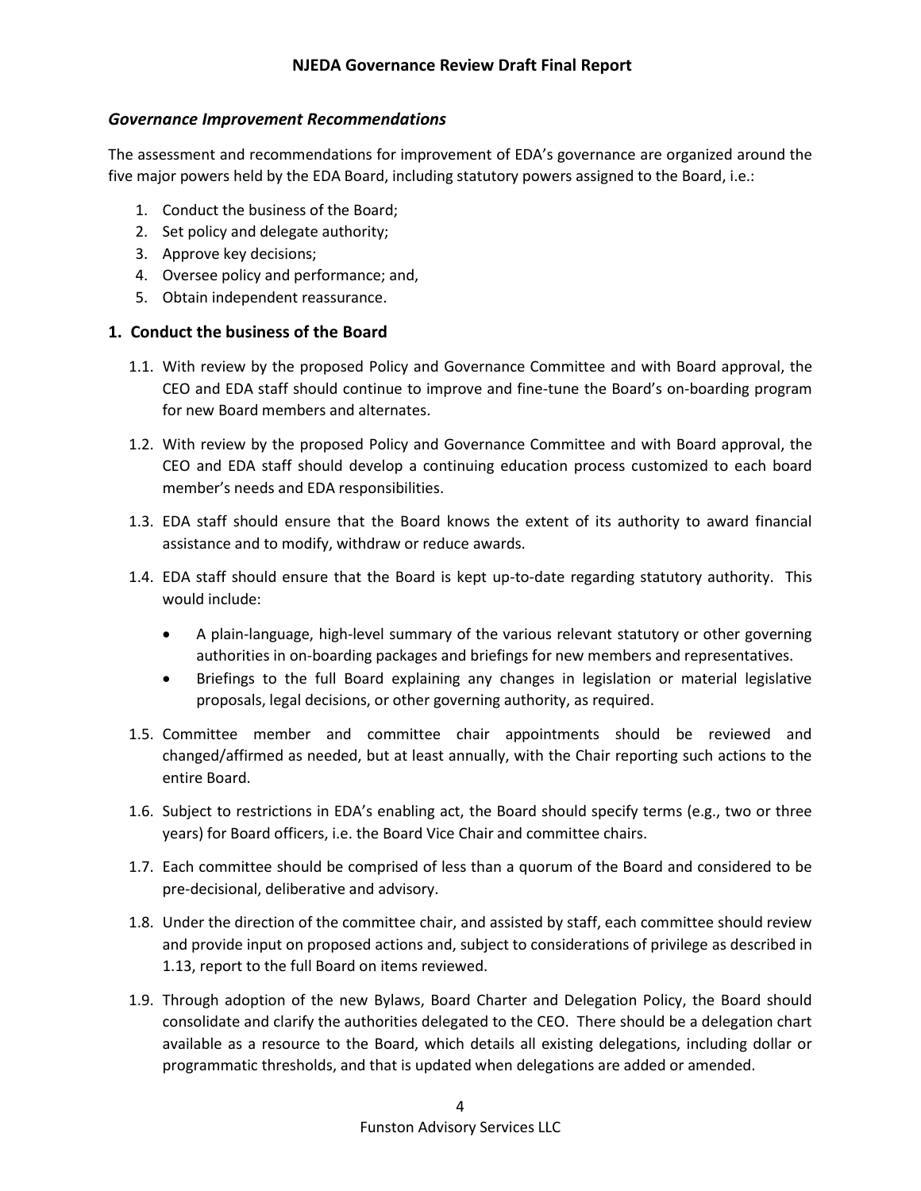### *Governance Improvement Recommendations*

The assessment and recommendations for improvement of EDA's governance are organized around the five major powers held by the EDA Board, including statutory powers assigned to the Board, i.e.:

1. Conduct the business of the Board;
2. Set policy and delegate authority;
3. Approve key decisions;
4. Oversee policy and performance; and,
5. Obtain independent reassurance.

## 1. Conduct the business of the Board

1.1. With review by the proposed Policy and Governance Committee and with Board approval, the CEO and EDA staff should continue to improve and fine-tune the Board's on-boarding program for new Board members and alternates.

1.2. With review by the proposed Policy and Governance Committee and with Board approval, the CEO and EDA staff should develop a continuing education process customized to each board member's needs and EDA responsibilities.

1.3. EDA staff should ensure that the Board knows the extent of its authority to award financial assistance and to modify, withdraw or reduce awards.

1.4. EDA staff should ensure that the Board is kept up-to-date regarding statutory authority. This would include:

- A plain-language, high-level summary of the various relevant statutory or other governing authorities in on-boarding packages and briefings for new members and representatives.
- Briefings to the full Board explaining any changes in legislation or material legislative proposals, legal decisions, or other governing authority, as required.

1.5. Committee member and committee chair appointments should be reviewed and changed/affirmed as needed, but at least annually, with the Chair reporting such actions to the entire Board.

1.6. Subject to restrictions in EDA's enabling act, the Board should specify terms (e.g., two or three years) for Board officers, i.e. the Board Vice Chair and committee chairs.

1.7. Each committee should be comprised of less than a quorum of the Board and considered to be pre-decisional, deliberative and advisory.

1.8. Under the direction of the committee chair, and assisted by staff, each committee should review and provide input on proposed actions and, subject to considerations of privilege as described in 1.13, report to the full Board on items reviewed.

1.9. Through adoption of the new Bylaws, Board Charter and Delegation Policy, the Board should consolidate and clarify the authorities delegated to the CEO. There should be a delegation chart available as a resource to the Board, which details all existing delegations, including dollar or programmatic thresholds, and that is updated when delegations are added or amended.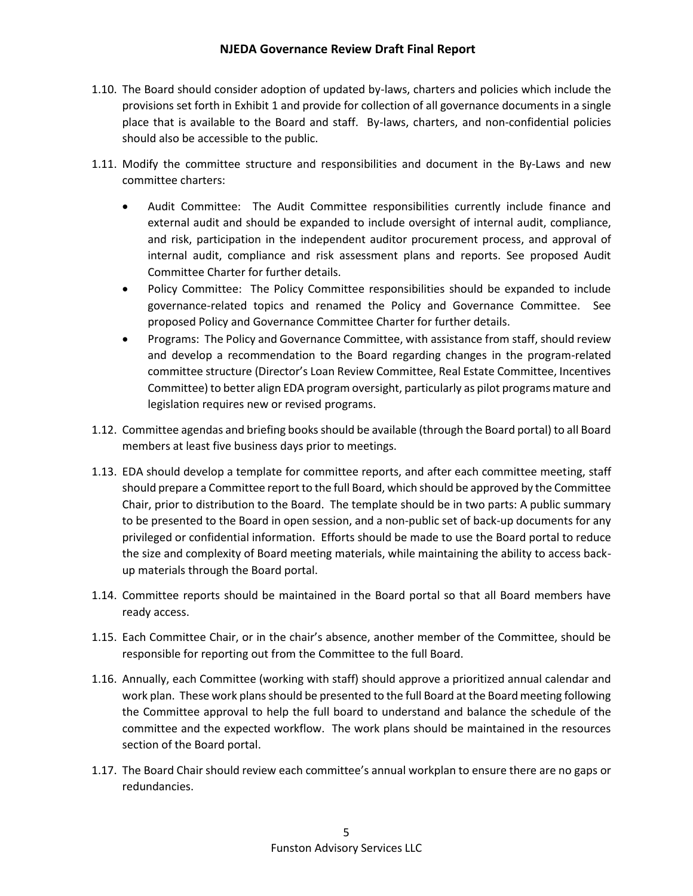1.10. The Board should consider adoption of updated by-laws, charters and policies which include the provisions set forth in Exhibit 1 and provide for collection of all governance documents in a single place that is available to the Board and staff. By-laws, charters, and non-confidential policies should also be accessible to the public.

1.11. Modify the committee structure and responsibilities and document in the By-Laws and new committee charters:

- Audit Committee: The Audit Committee responsibilities currently include finance and external audit and should be expanded to include oversight of internal audit, compliance, and risk, participation in the independent auditor procurement process, and approval of internal audit, compliance and risk assessment plans and reports. See proposed Audit Committee Charter for further details.
- Policy Committee: The Policy Committee responsibilities should be expanded to include governance-related topics and renamed the Policy and Governance Committee. See proposed Policy and Governance Committee Charter for further details.
- Programs: The Policy and Governance Committee, with assistance from staff, should review and develop a recommendation to the Board regarding changes in the program-related committee structure (Director's Loan Review Committee, Real Estate Committee, Incentives Committee) to better align EDA program oversight, particularly as pilot programs mature and legislation requires new or revised programs.

1.12. Committee agendas and briefing books should be available (through the Board portal) to all Board members at least five business days prior to meetings.

1.13. EDA should develop a template for committee reports, and after each committee meeting, staff should prepare a Committee report to the full Board, which should be approved by the Committee Chair, prior to distribution to the Board. The template should be in two parts: A public summary to be presented to the Board in open session, and a non-public set of back-up documents for any privileged or confidential information. Efforts should be made to use the Board portal to reduce the size and complexity of Board meeting materials, while maintaining the ability to access back-up materials through the Board portal.

1.14. Committee reports should be maintained in the Board portal so that all Board members have ready access.

1.15. Each Committee Chair, or in the chair's absence, another member of the Committee, should be responsible for reporting out from the Committee to the full Board.

1.16. Annually, each Committee (working with staff) should approve a prioritized annual calendar and work plan. These work plans should be presented to the full Board at the Board meeting following the Committee approval to help the full board to understand and balance the schedule of the committee and the expected workflow. The work plans should be maintained in the resources section of the Board portal.

1.17. The Board Chair should review each committee's annual workplan to ensure there are no gaps or redundancies.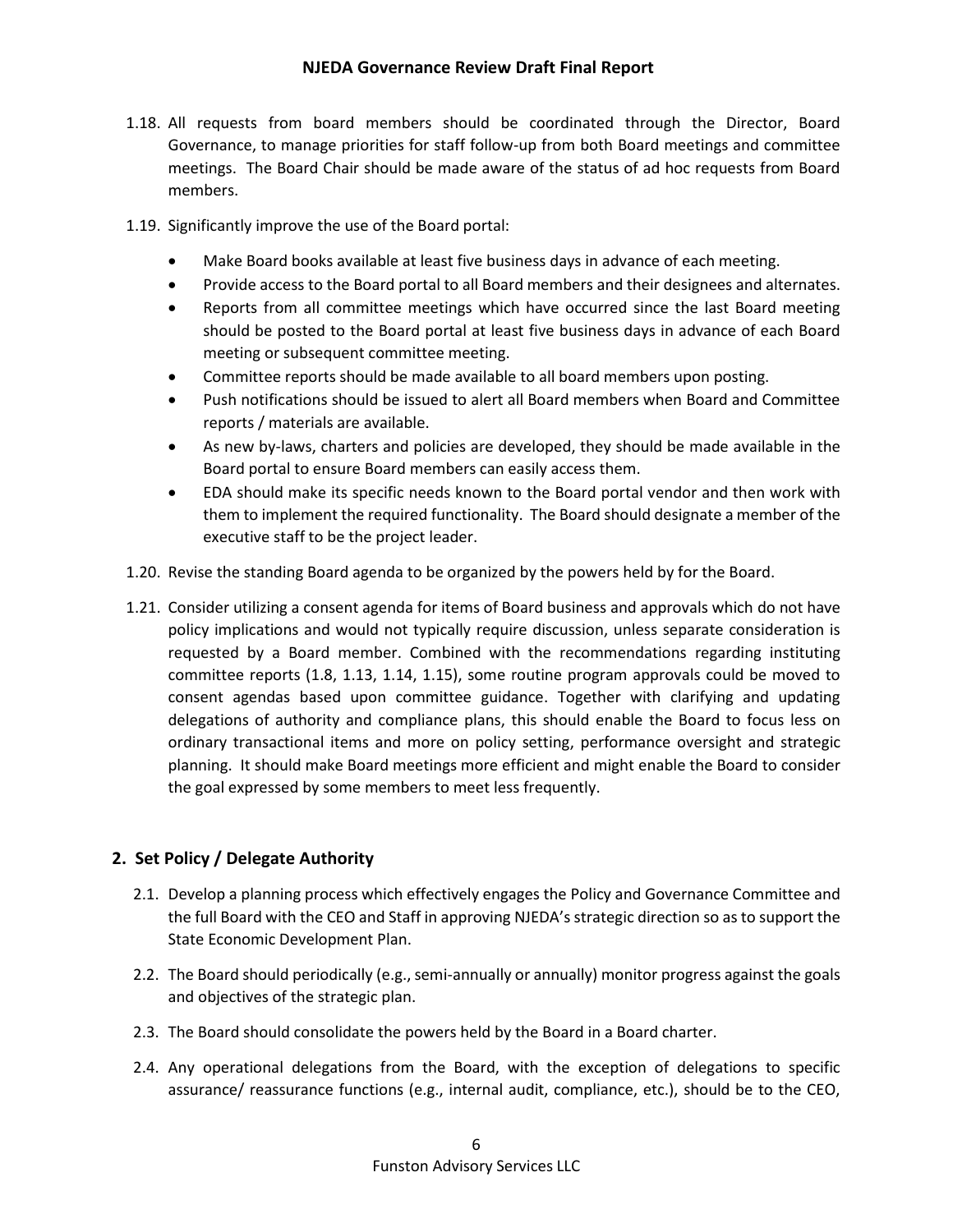1.18. All requests from board members should be coordinated through the Director, Board Governance, to manage priorities for staff follow-up from both Board meetings and committee meetings. The Board Chair should be made aware of the status of ad hoc requests from Board members.

1.19. Significantly improve the use of the Board portal:

- Make Board books available at least five business days in advance of each meeting.
- Provide access to the Board portal to all Board members and their designees and alternates.
- Reports from all committee meetings which have occurred since the last Board meeting should be posted to the Board portal at least five business days in advance of each Board meeting or subsequent committee meeting.
- Committee reports should be made available to all board members upon posting.
- Push notifications should be issued to alert all Board members when Board and Committee reports / materials are available.
- As new by-laws, charters and policies are developed, they should be made available in the Board portal to ensure Board members can easily access them.
- EDA should make its specific needs known to the Board portal vendor and then work with them to implement the required functionality. The Board should designate a member of the executive staff to be the project leader.

1.20. Revise the standing Board agenda to be organized by the powers held by for the Board.

1.21. Consider utilizing a consent agenda for items of Board business and approvals which do not have policy implications and would not typically require discussion, unless separate consideration is requested by a Board member. Combined with the recommendations regarding instituting committee reports (1.8, 1.13, 1.14, 1.15), some routine program approvals could be moved to consent agendas based upon committee guidance. Together with clarifying and updating delegations of authority and compliance plans, this should enable the Board to focus less on ordinary transactional items and more on policy setting, performance oversight and strategic planning. It should make Board meetings more efficient and might enable the Board to consider the goal expressed by some members to meet less frequently.

## 2. Set Policy / Delegate Authority

2.1. Develop a planning process which effectively engages the Policy and Governance Committee and the full Board with the CEO and Staff in approving NJEDA's strategic direction so as to support the State Economic Development Plan.

2.2. The Board should periodically (e.g., semi-annually or annually) monitor progress against the goals and objectives of the strategic plan.

2.3. The Board should consolidate the powers held by the Board in a Board charter.

2.4. Any operational delegations from the Board, with the exception of delegations to specific assurance/ reassurance functions (e.g., internal audit, compliance, etc.), should be to the CEO,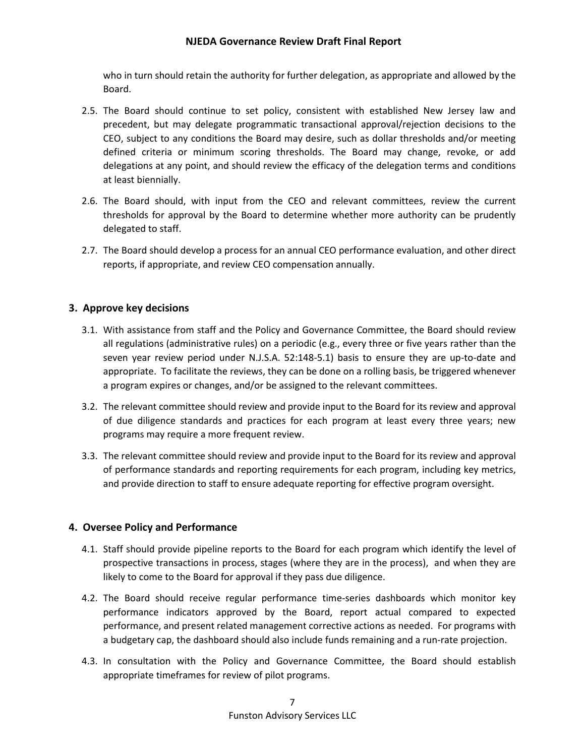who in turn should retain the authority for further delegation, as appropriate and allowed by the Board.

2.5. The Board should continue to set policy, consistent with established New Jersey law and precedent, but may delegate programmatic transactional approval/rejection decisions to the CEO, subject to any conditions the Board may desire, such as dollar thresholds and/or meeting defined criteria or minimum scoring thresholds. The Board may change, revoke, or add delegations at any point, and should review the efficacy of the delegation terms and conditions at least biennially.

2.6. The Board should, with input from the CEO and relevant committees, review the current thresholds for approval by the Board to determine whether more authority can be prudently delegated to staff.

2.7. The Board should develop a process for an annual CEO performance evaluation, and other direct reports, if appropriate, and review CEO compensation annually.

## 3. Approve key decisions

3.1. With assistance from staff and the Policy and Governance Committee, the Board should review all regulations (administrative rules) on a periodic (e.g., every three or five years rather than the seven year review period under N.J.S.A. 52:148-5.1) basis to ensure they are up-to-date and appropriate. To facilitate the reviews, they can be done on a rolling basis, be triggered whenever a program expires or changes, and/or be assigned to the relevant committees.

3.2. The relevant committee should review and provide input to the Board for its review and approval of due diligence standards and practices for each program at least every three years; new programs may require a more frequent review.

3.3. The relevant committee should review and provide input to the Board for its review and approval of performance standards and reporting requirements for each program, including key metrics, and provide direction to staff to ensure adequate reporting for effective program oversight.

## 4. Oversee Policy and Performance

4.1. Staff should provide pipeline reports to the Board for each program which identify the level of prospective transactions in process, stages (where they are in the process), and when they are likely to come to the Board for approval if they pass due diligence.

4.2. The Board should receive regular performance time-series dashboards which monitor key performance indicators approved by the Board, report actual compared to expected performance, and present related management corrective actions as needed. For programs with a budgetary cap, the dashboard should also include funds remaining and a run-rate projection.

4.3. In consultation with the Policy and Governance Committee, the Board should establish appropriate timeframes for review of pilot programs.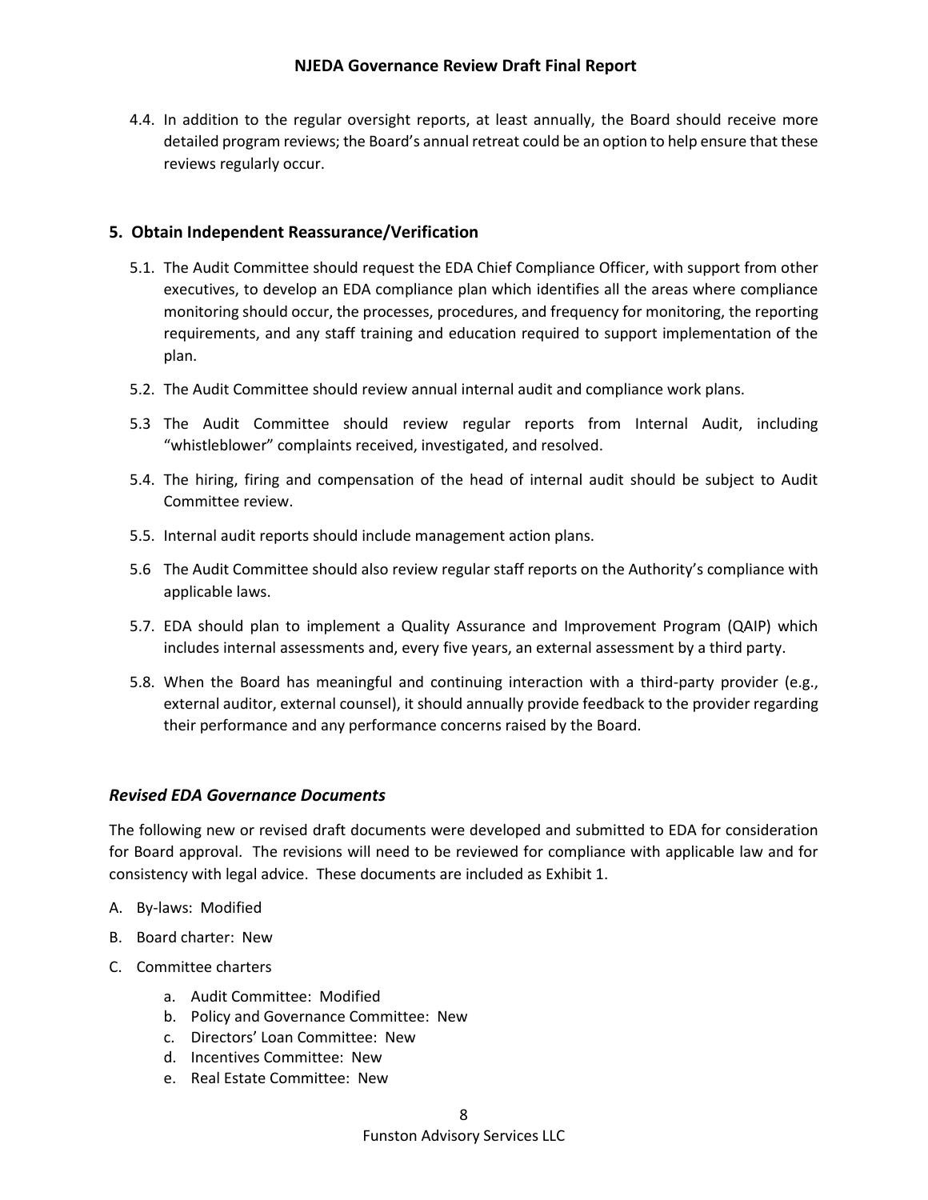4.4. In addition to the regular oversight reports, at least annually, the Board should receive more detailed program reviews; the Board's annual retreat could be an option to help ensure that these reviews regularly occur.

## 5. Obtain Independent Reassurance/Verification

5.1. The Audit Committee should request the EDA Chief Compliance Officer, with support from other executives, to develop an EDA compliance plan which identifies all the areas where compliance monitoring should occur, the processes, procedures, and frequency for monitoring, the reporting requirements, and any staff training and education required to support implementation of the plan.

5.2. The Audit Committee should review annual internal audit and compliance work plans.

5.3 The Audit Committee should review regular reports from Internal Audit, including "whistleblower" complaints received, investigated, and resolved.

5.4. The hiring, firing and compensation of the head of internal audit should be subject to Audit Committee review.

5.5. Internal audit reports should include management action plans.

5.6 The Audit Committee should also review regular staff reports on the Authority's compliance with applicable laws.

5.7. EDA should plan to implement a Quality Assurance and Improvement Program (QAIP) which includes internal assessments and, every five years, an external assessment by a third party.

5.8. When the Board has meaningful and continuing interaction with a third-party provider (e.g., external auditor, external counsel), it should annually provide feedback to the provider regarding their performance and any performance concerns raised by the Board.

### *Revised EDA Governance Documents*

The following new or revised draft documents were developed and submitted to EDA for consideration for Board approval. The revisions will need to be reviewed for compliance with applicable law and for consistency with legal advice. These documents are included as Exhibit 1.

A. By-laws: Modified

B. Board charter: New

C. Committee charters

   a. Audit Committee: Modified
   b. Policy and Governance Committee: New
   c. Directors' Loan Committee: New
   d. Incentives Committee: New
   e. Real Estate Committee: New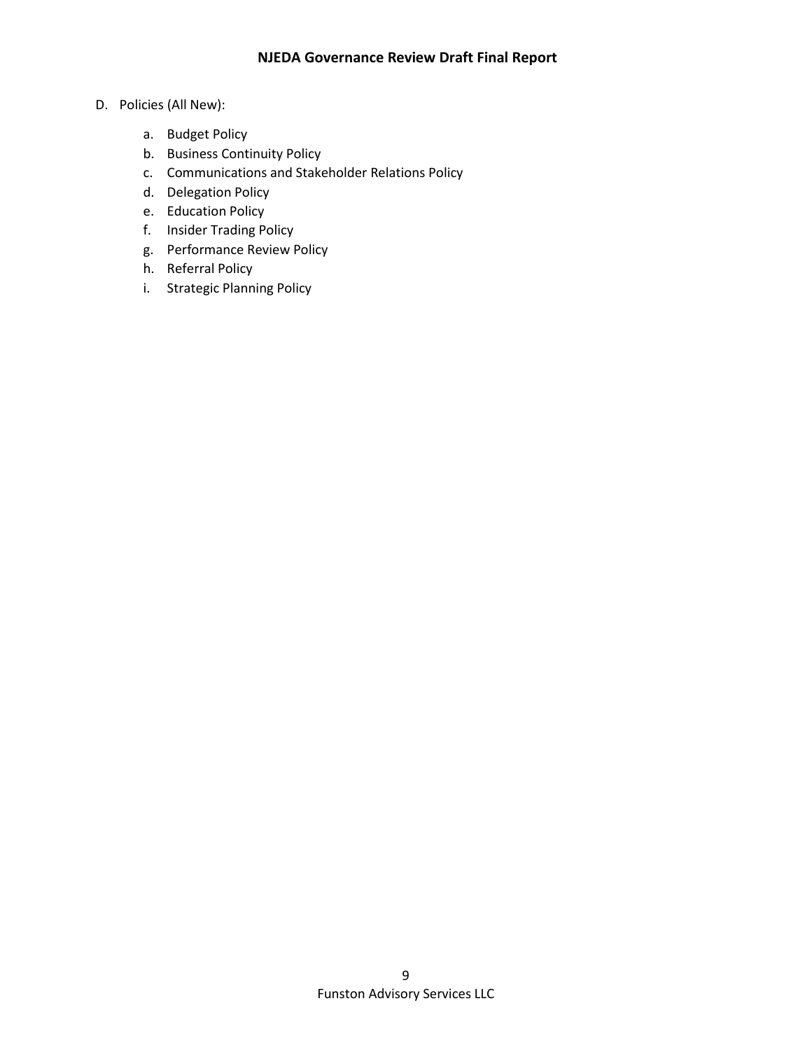D. Policies (All New):

   a. Budget Policy
   b. Business Continuity Policy
   c. Communications and Stakeholder Relations Policy
   d. Delegation Policy
   e. Education Policy
   f. Insider Trading Policy
   g. Performance Review Policy
   h. Referral Policy
   i. Strategic Planning Policy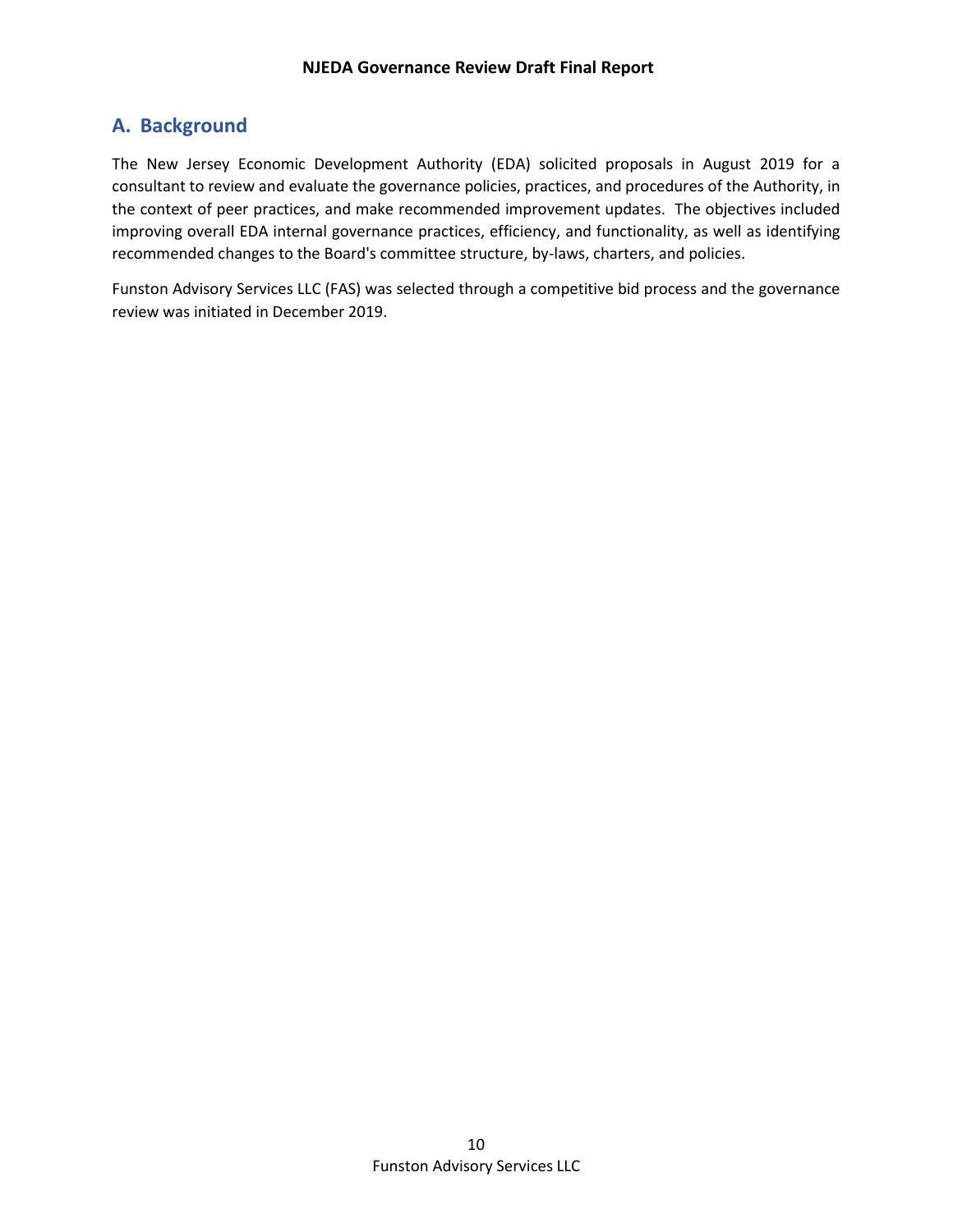## A. Background

The New Jersey Economic Development Authority (EDA) solicited proposals in August 2019 for a consultant to review and evaluate the governance policies, practices, and procedures of the Authority, in the context of peer practices, and make recommended improvement updates. The objectives included improving overall EDA internal governance practices, efficiency, and functionality, as well as identifying recommended changes to the Board's committee structure, by-laws, charters, and policies.

Funston Advisory Services LLC (FAS) was selected through a competitive bid process and the governance review was initiated in December 2019.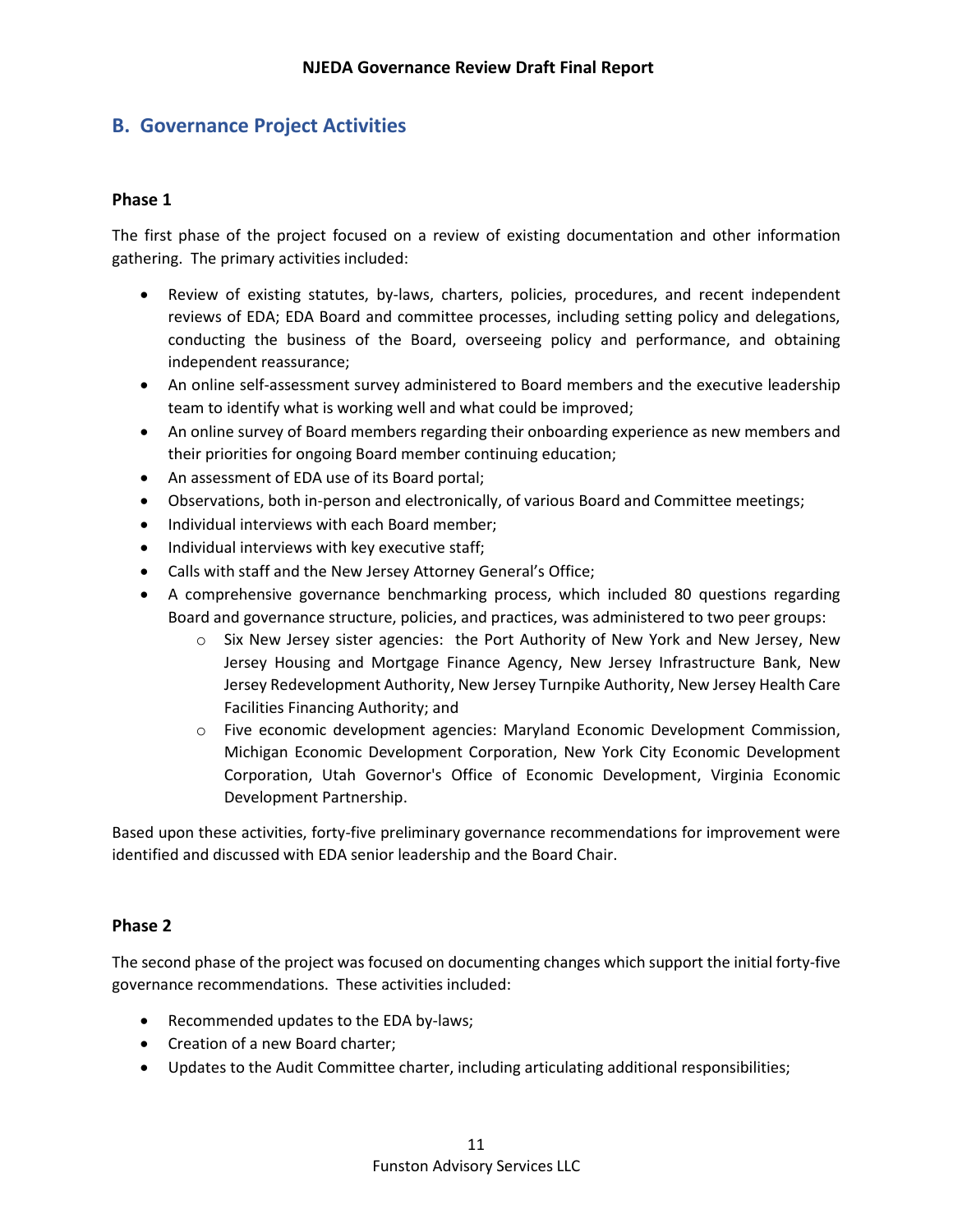## B. Governance Project Activities

### Phase 1

The first phase of the project focused on a review of existing documentation and other information gathering. The primary activities included:

- Review of existing statutes, by-laws, charters, policies, procedures, and recent independent reviews of EDA; EDA Board and committee processes, including setting policy and delegations, conducting the business of the Board, overseeing policy and performance, and obtaining independent reassurance;
- An online self-assessment survey administered to Board members and the executive leadership team to identify what is working well and what could be improved;
- An online survey of Board members regarding their onboarding experience as new members and their priorities for ongoing Board member continuing education;
- An assessment of EDA use of its Board portal;
- Observations, both in-person and electronically, of various Board and Committee meetings;
- Individual interviews with each Board member;
- Individual interviews with key executive staff;
- Calls with staff and the New Jersey Attorney General's Office;
- A comprehensive governance benchmarking process, which included 80 questions regarding Board and governance structure, policies, and practices, was administered to two peer groups:
  - Six New Jersey sister agencies: the Port Authority of New York and New Jersey, New Jersey Housing and Mortgage Finance Agency, New Jersey Infrastructure Bank, New Jersey Redevelopment Authority, New Jersey Turnpike Authority, New Jersey Health Care Facilities Financing Authority; and
  - Five economic development agencies: Maryland Economic Development Commission, Michigan Economic Development Corporation, New York City Economic Development Corporation, Utah Governor's Office of Economic Development, Virginia Economic Development Partnership.

Based upon these activities, forty-five preliminary governance recommendations for improvement were identified and discussed with EDA senior leadership and the Board Chair.

### Phase 2

The second phase of the project was focused on documenting changes which support the initial forty-five governance recommendations. These activities included:

- Recommended updates to the EDA by-laws;
- Creation of a new Board charter;
- Updates to the Audit Committee charter, including articulating additional responsibilities;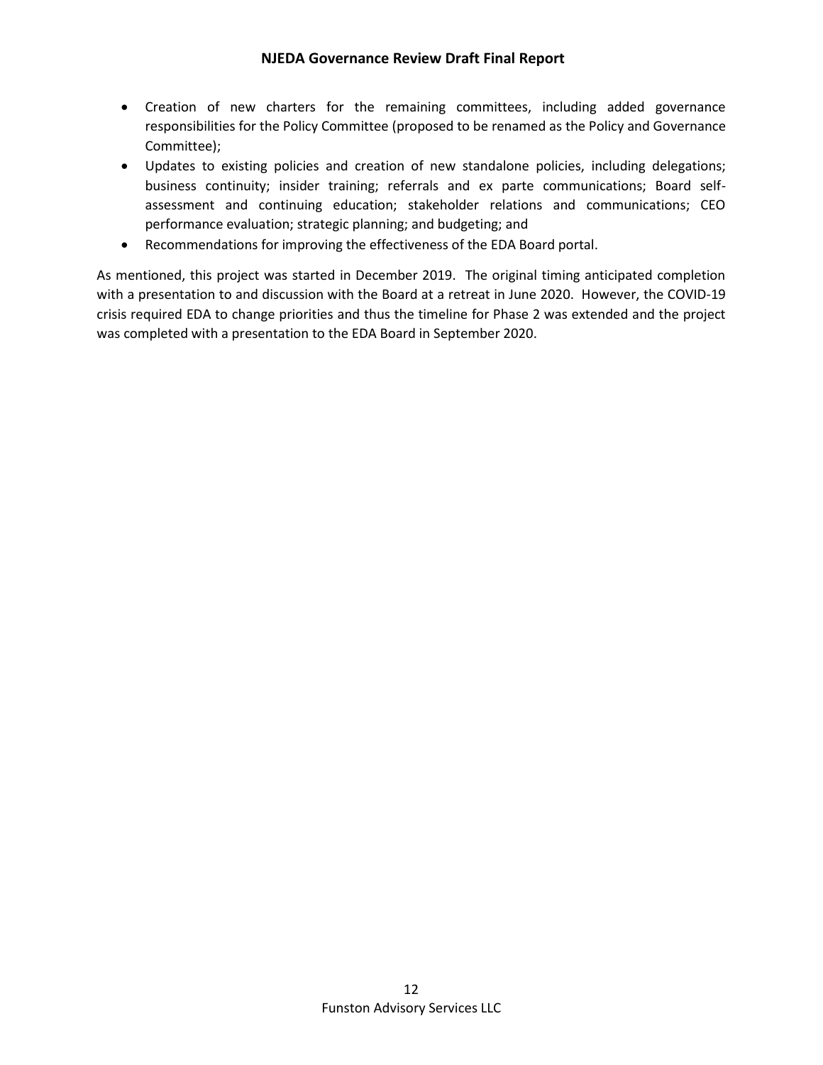- Creation of new charters for the remaining committees, including added governance responsibilities for the Policy Committee (proposed to be renamed as the Policy and Governance Committee);
- Updates to existing policies and creation of new standalone policies, including delegations; business continuity; insider training; referrals and ex parte communications; Board self-assessment and continuing education; stakeholder relations and communications; CEO performance evaluation; strategic planning; and budgeting; and
- Recommendations for improving the effectiveness of the EDA Board portal.

As mentioned, this project was started in December 2019. The original timing anticipated completion with a presentation to and discussion with the Board at a retreat in June 2020. However, the COVID-19 crisis required EDA to change priorities and thus the timeline for Phase 2 was extended and the project was completed with a presentation to the EDA Board in September 2020.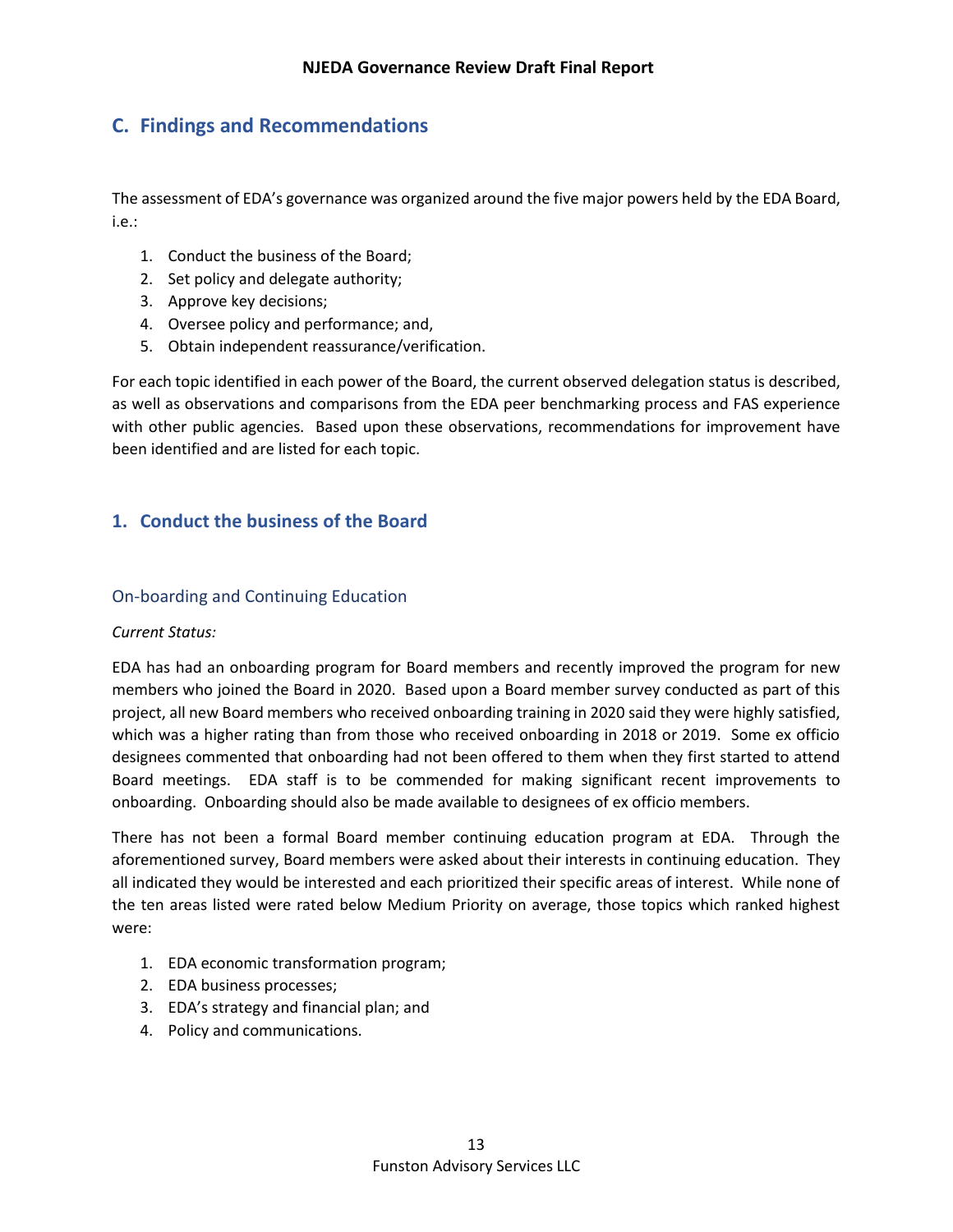## C. Findings and Recommendations

The assessment of EDA's governance was organized around the five major powers held by the EDA Board, i.e.:

1. Conduct the business of the Board;
2. Set policy and delegate authority;
3. Approve key decisions;
4. Oversee policy and performance; and,
5. Obtain independent reassurance/verification.

For each topic identified in each power of the Board, the current observed delegation status is described, as well as observations and comparisons from the EDA peer benchmarking process and FAS experience with other public agencies. Based upon these observations, recommendations for improvement have been identified and are listed for each topic.

### 1. Conduct the business of the Board

#### On-boarding and Continuing Education

*Current Status:*

EDA has had an onboarding program for Board members and recently improved the program for new members who joined the Board in 2020. Based upon a Board member survey conducted as part of this project, all new Board members who received onboarding training in 2020 said they were highly satisfied, which was a higher rating than from those who received onboarding in 2018 or 2019. Some ex officio designees commented that onboarding had not been offered to them when they first started to attend Board meetings. EDA staff is to be commended for making significant recent improvements to onboarding. Onboarding should also be made available to designees of ex officio members.

There has not been a formal Board member continuing education program at EDA. Through the aforementioned survey, Board members were asked about their interests in continuing education. They all indicated they would be interested and each prioritized their specific areas of interest. While none of the ten areas listed were rated below Medium Priority on average, those topics which ranked highest were:

1. EDA economic transformation program;
2. EDA business processes;
3. EDA's strategy and financial plan; and
4. Policy and communications.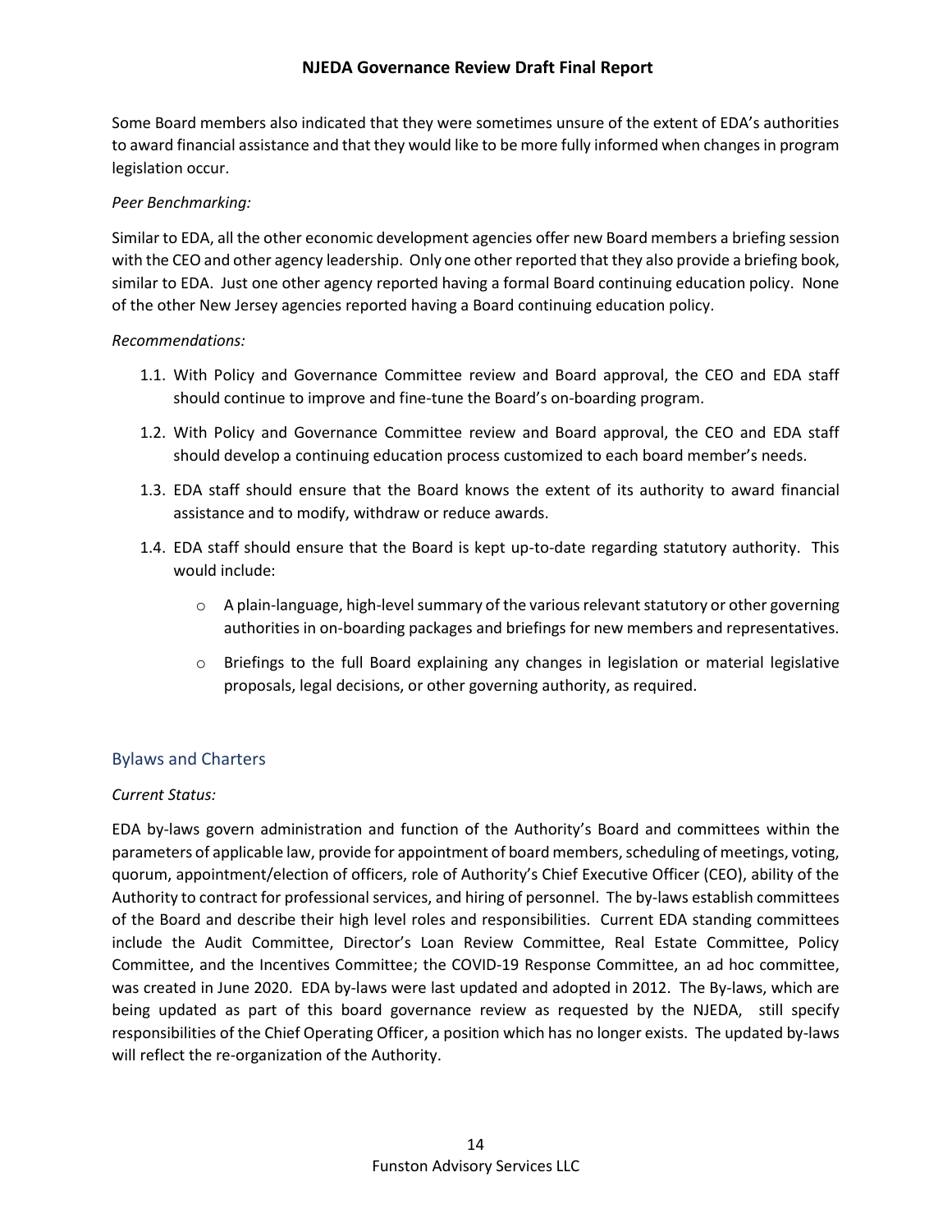Some Board members also indicated that they were sometimes unsure of the extent of EDA's authorities to award financial assistance and that they would like to be more fully informed when changes in program legislation occur.

*Peer Benchmarking:*

Similar to EDA, all the other economic development agencies offer new Board members a briefing session with the CEO and other agency leadership. Only one other reported that they also provide a briefing book, similar to EDA. Just one other agency reported having a formal Board continuing education policy. None of the other New Jersey agencies reported having a Board continuing education policy.

*Recommendations:*

1.1. With Policy and Governance Committee review and Board approval, the CEO and EDA staff should continue to improve and fine-tune the Board's on-boarding program.

1.2. With Policy and Governance Committee review and Board approval, the CEO and EDA staff should develop a continuing education process customized to each board member's needs.

1.3. EDA staff should ensure that the Board knows the extent of its authority to award financial assistance and to modify, withdraw or reduce awards.

1.4. EDA staff should ensure that the Board is kept up-to-date regarding statutory authority. This would include:

- A plain-language, high-level summary of the various relevant statutory or other governing authorities in on-boarding packages and briefings for new members and representatives.
- Briefings to the full Board explaining any changes in legislation or material legislative proposals, legal decisions, or other governing authority, as required.

## Bylaws and Charters

*Current Status:*

EDA by-laws govern administration and function of the Authority's Board and committees within the parameters of applicable law, provide for appointment of board members, scheduling of meetings, voting, quorum, appointment/election of officers, role of Authority's Chief Executive Officer (CEO), ability of the Authority to contract for professional services, and hiring of personnel. The by-laws establish committees of the Board and describe their high level roles and responsibilities. Current EDA standing committees include the Audit Committee, Director's Loan Review Committee, Real Estate Committee, Policy Committee, and the Incentives Committee; the COVID-19 Response Committee, an ad hoc committee, was created in June 2020. EDA by-laws were last updated and adopted in 2012. The By-laws, which are being updated as part of this board governance review as requested by the NJEDA, still specify responsibilities of the Chief Operating Officer, a position which has no longer exists. The updated by-laws will reflect the re-organization of the Authority.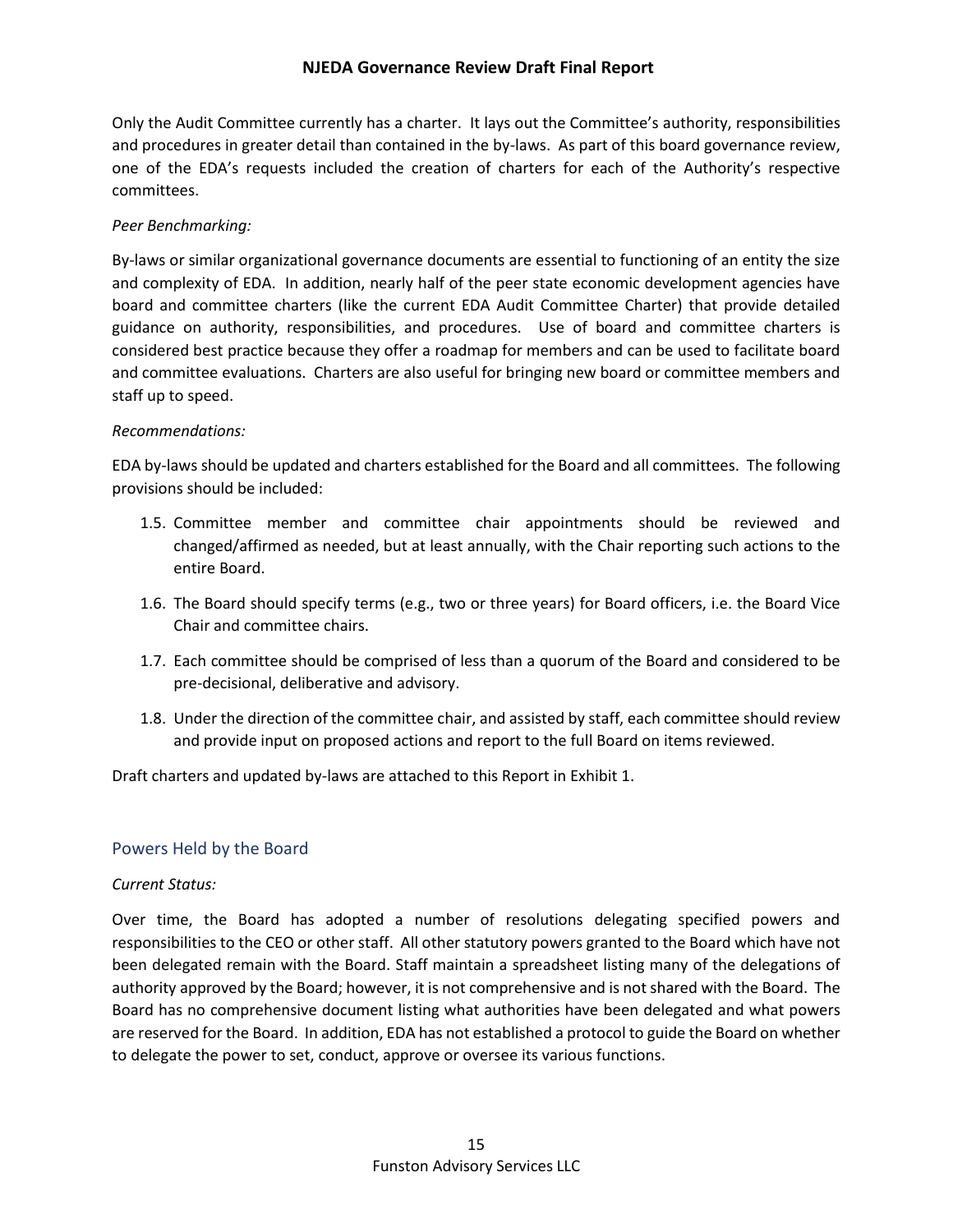Only the Audit Committee currently has a charter. It lays out the Committee's authority, responsibilities and procedures in greater detail than contained in the by-laws. As part of this board governance review, one of the EDA's requests included the creation of charters for each of the Authority's respective committees.

*Peer Benchmarking:*

By-laws or similar organizational governance documents are essential to functioning of an entity the size and complexity of EDA. In addition, nearly half of the peer state economic development agencies have board and committee charters (like the current EDA Audit Committee Charter) that provide detailed guidance on authority, responsibilities, and procedures. Use of board and committee charters is considered best practice because they offer a roadmap for members and can be used to facilitate board and committee evaluations. Charters are also useful for bringing new board or committee members and staff up to speed.

*Recommendations:*

EDA by-laws should be updated and charters established for the Board and all committees. The following provisions should be included:

1.5. Committee member and committee chair appointments should be reviewed and changed/affirmed as needed, but at least annually, with the Chair reporting such actions to the entire Board.

1.6. The Board should specify terms (e.g., two or three years) for Board officers, i.e. the Board Vice Chair and committee chairs.

1.7. Each committee should be comprised of less than a quorum of the Board and considered to be pre-decisional, deliberative and advisory.

1.8. Under the direction of the committee chair, and assisted by staff, each committee should review and provide input on proposed actions and report to the full Board on items reviewed.

Draft charters and updated by-laws are attached to this Report in Exhibit 1.

## Powers Held by the Board

*Current Status:*

Over time, the Board has adopted a number of resolutions delegating specified powers and responsibilities to the CEO or other staff. All other statutory powers granted to the Board which have not been delegated remain with the Board. Staff maintain a spreadsheet listing many of the delegations of authority approved by the Board; however, it is not comprehensive and is not shared with the Board. The Board has no comprehensive document listing what authorities have been delegated and what powers are reserved for the Board. In addition, EDA has not established a protocol to guide the Board on whether to delegate the power to set, conduct, approve or oversee its various functions.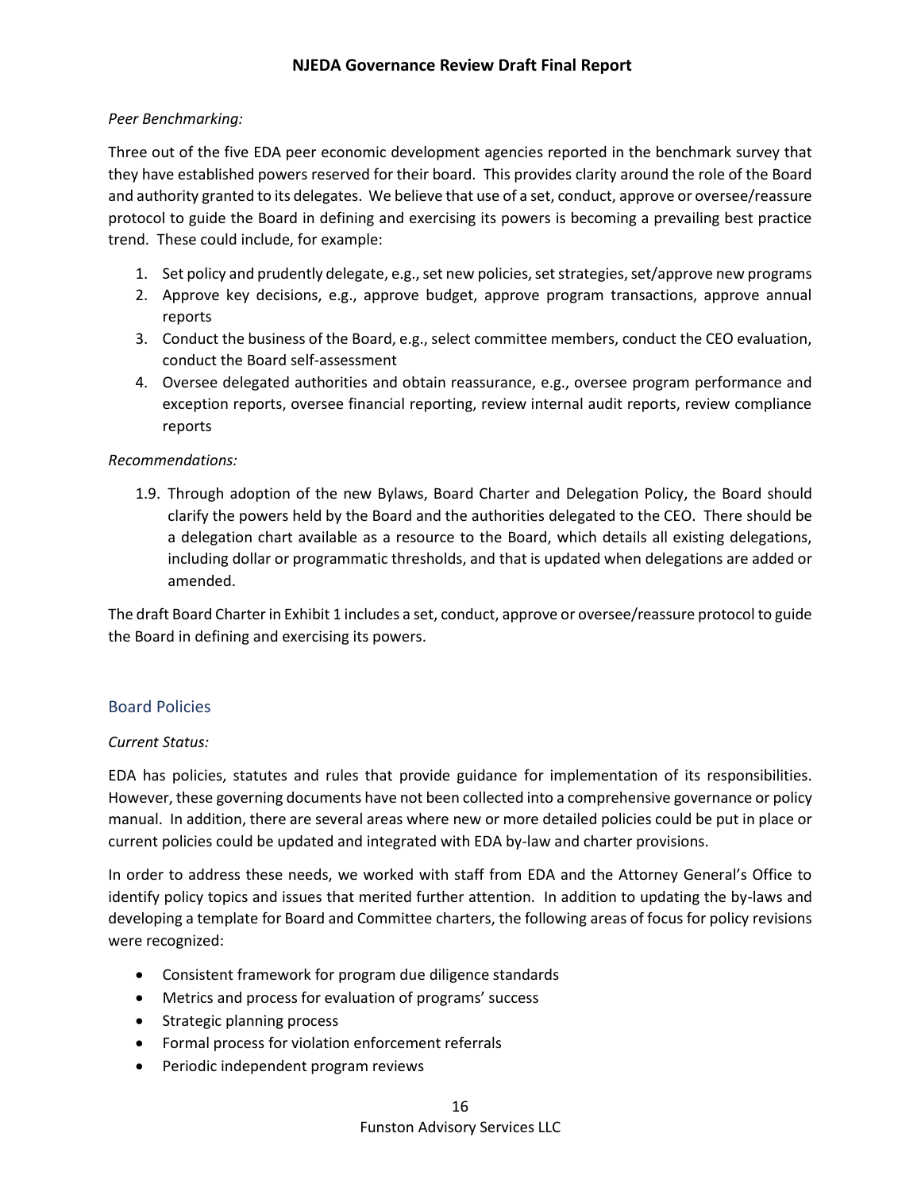*Peer Benchmarking:*

Three out of the five EDA peer economic development agencies reported in the benchmark survey that they have established powers reserved for their board. This provides clarity around the role of the Board and authority granted to its delegates. We believe that use of a set, conduct, approve or oversee/reassure protocol to guide the Board in defining and exercising its powers is becoming a prevailing best practice trend. These could include, for example:

1. Set policy and prudently delegate, e.g., set new policies, set strategies, set/approve new programs
2. Approve key decisions, e.g., approve budget, approve program transactions, approve annual reports
3. Conduct the business of the Board, e.g., select committee members, conduct the CEO evaluation, conduct the Board self-assessment
4. Oversee delegated authorities and obtain reassurance, e.g., oversee program performance and exception reports, oversee financial reporting, review internal audit reports, review compliance reports

*Recommendations:*

1.9. Through adoption of the new Bylaws, Board Charter and Delegation Policy, the Board should clarify the powers held by the Board and the authorities delegated to the CEO. There should be a delegation chart available as a resource to the Board, which details all existing delegations, including dollar or programmatic thresholds, and that is updated when delegations are added or amended.

The draft Board Charter in Exhibit 1 includes a set, conduct, approve or oversee/reassure protocol to guide the Board in defining and exercising its powers.

## Board Policies

*Current Status:*

EDA has policies, statutes and rules that provide guidance for implementation of its responsibilities. However, these governing documents have not been collected into a comprehensive governance or policy manual. In addition, there are several areas where new or more detailed policies could be put in place or current policies could be updated and integrated with EDA by-law and charter provisions.

In order to address these needs, we worked with staff from EDA and the Attorney General's Office to identify policy topics and issues that merited further attention. In addition to updating the by-laws and developing a template for Board and Committee charters, the following areas of focus for policy revisions were recognized:

- Consistent framework for program due diligence standards
- Metrics and process for evaluation of programs' success
- Strategic planning process
- Formal process for violation enforcement referrals
- Periodic independent program reviews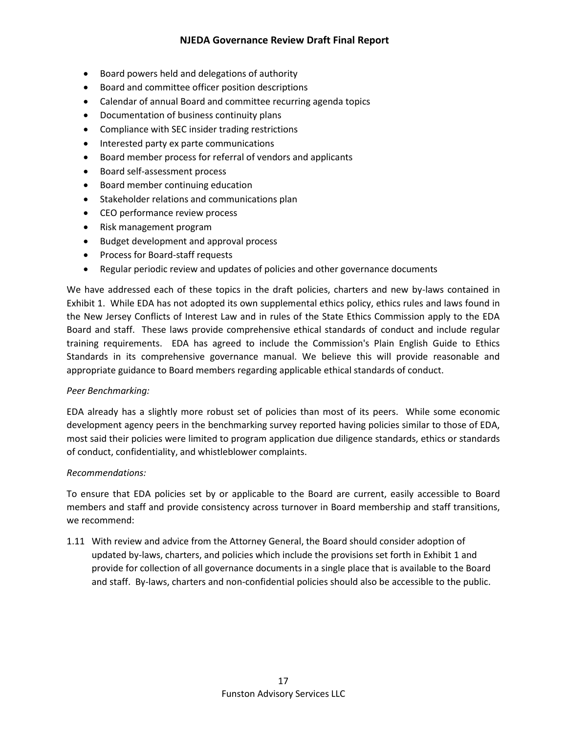- Board powers held and delegations of authority
- Board and committee officer position descriptions
- Calendar of annual Board and committee recurring agenda topics
- Documentation of business continuity plans
- Compliance with SEC insider trading restrictions
- Interested party ex parte communications
- Board member process for referral of vendors and applicants
- Board self-assessment process
- Board member continuing education
- Stakeholder relations and communications plan
- CEO performance review process
- Risk management program
- Budget development and approval process
- Process for Board-staff requests
- Regular periodic review and updates of policies and other governance documents

We have addressed each of these topics in the draft policies, charters and new by-laws contained in Exhibit 1. While EDA has not adopted its own supplemental ethics policy, ethics rules and laws found in the New Jersey Conflicts of Interest Law and in rules of the State Ethics Commission apply to the EDA Board and staff. These laws provide comprehensive ethical standards of conduct and include regular training requirements. EDA has agreed to include the Commission's Plain English Guide to Ethics Standards in its comprehensive governance manual. We believe this will provide reasonable and appropriate guidance to Board members regarding applicable ethical standards of conduct.

*Peer Benchmarking:*

EDA already has a slightly more robust set of policies than most of its peers. While some economic development agency peers in the benchmarking survey reported having policies similar to those of EDA, most said their policies were limited to program application due diligence standards, ethics or standards of conduct, confidentiality, and whistleblower complaints.

*Recommendations:*

To ensure that EDA policies set by or applicable to the Board are current, easily accessible to Board members and staff and provide consistency across turnover in Board membership and staff transitions, we recommend:

1.11 With review and advice from the Attorney General, the Board should consider adoption of updated by-laws, charters, and policies which include the provisions set forth in Exhibit 1 and provide for collection of all governance documents in a single place that is available to the Board and staff. By-laws, charters and non-confidential policies should also be accessible to the public.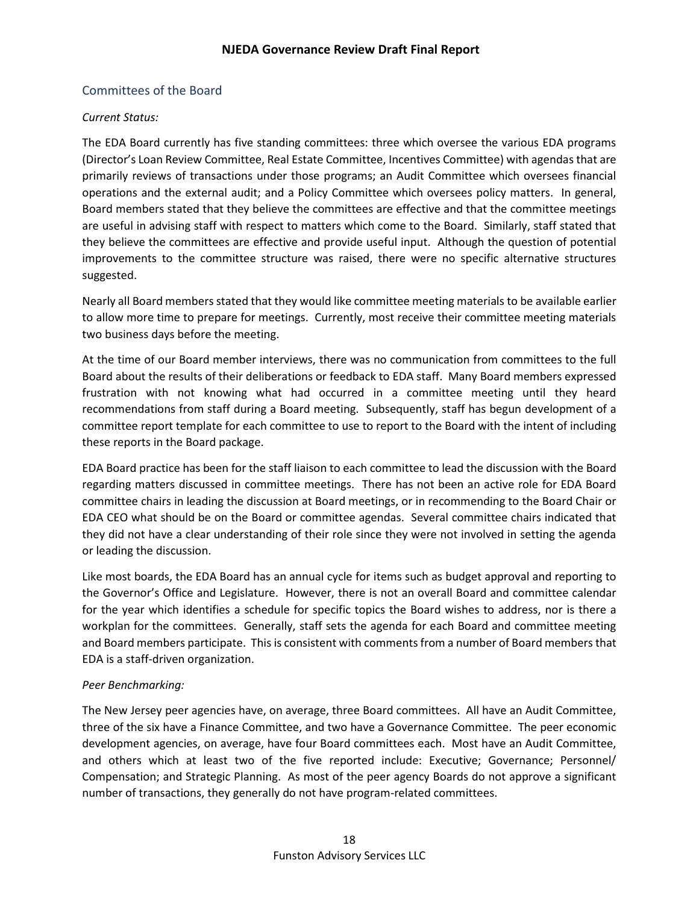## Committees of the Board

*Current Status:*

The EDA Board currently has five standing committees: three which oversee the various EDA programs (Director's Loan Review Committee, Real Estate Committee, Incentives Committee) with agendas that are primarily reviews of transactions under those programs; an Audit Committee which oversees financial operations and the external audit; and a Policy Committee which oversees policy matters. In general, Board members stated that they believe the committees are effective and that the committee meetings are useful in advising staff with respect to matters which come to the Board. Similarly, staff stated that they believe the committees are effective and provide useful input. Although the question of potential improvements to the committee structure was raised, there were no specific alternative structures suggested.

Nearly all Board members stated that they would like committee meeting materials to be available earlier to allow more time to prepare for meetings. Currently, most receive their committee meeting materials two business days before the meeting.

At the time of our Board member interviews, there was no communication from committees to the full Board about the results of their deliberations or feedback to EDA staff. Many Board members expressed frustration with not knowing what had occurred in a committee meeting until they heard recommendations from staff during a Board meeting. Subsequently, staff has begun development of a committee report template for each committee to use to report to the Board with the intent of including these reports in the Board package.

EDA Board practice has been for the staff liaison to each committee to lead the discussion with the Board regarding matters discussed in committee meetings. There has not been an active role for EDA Board committee chairs in leading the discussion at Board meetings, or in recommending to the Board Chair or EDA CEO what should be on the Board or committee agendas. Several committee chairs indicated that they did not have a clear understanding of their role since they were not involved in setting the agenda or leading the discussion.

Like most boards, the EDA Board has an annual cycle for items such as budget approval and reporting to the Governor's Office and Legislature. However, there is not an overall Board and committee calendar for the year which identifies a schedule for specific topics the Board wishes to address, nor is there a workplan for the committees. Generally, staff sets the agenda for each Board and committee meeting and Board members participate. This is consistent with comments from a number of Board members that EDA is a staff-driven organization.

*Peer Benchmarking:*

The New Jersey peer agencies have, on average, three Board committees. All have an Audit Committee, three of the six have a Finance Committee, and two have a Governance Committee. The peer economic development agencies, on average, have four Board committees each. Most have an Audit Committee, and others which at least two of the five reported include: Executive; Governance; Personnel/ Compensation; and Strategic Planning. As most of the peer agency Boards do not approve a significant number of transactions, they generally do not have program-related committees.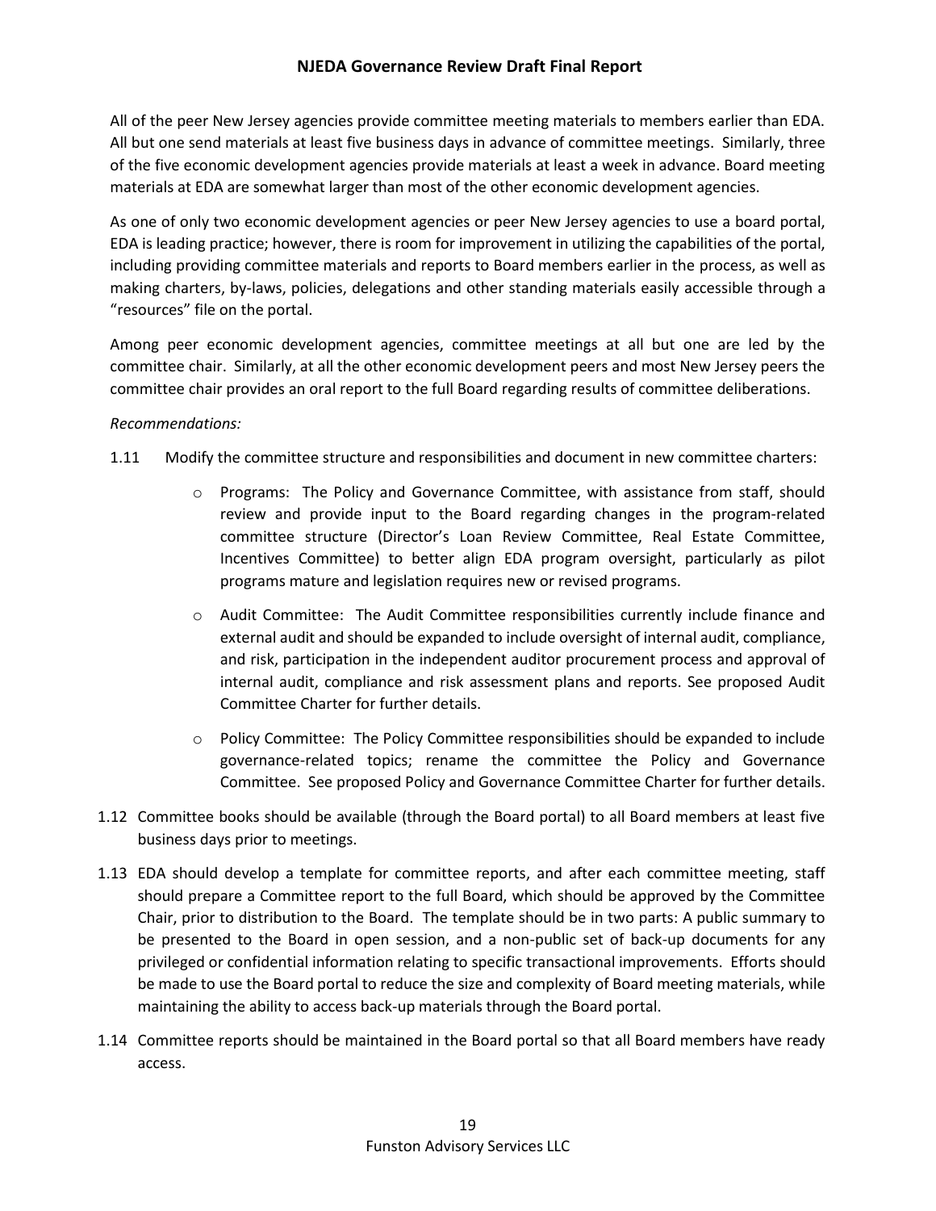All of the peer New Jersey agencies provide committee meeting materials to members earlier than EDA. All but one send materials at least five business days in advance of committee meetings. Similarly, three of the five economic development agencies provide materials at least a week in advance. Board meeting materials at EDA are somewhat larger than most of the other economic development agencies.

As one of only two economic development agencies or peer New Jersey agencies to use a board portal, EDA is leading practice; however, there is room for improvement in utilizing the capabilities of the portal, including providing committee materials and reports to Board members earlier in the process, as well as making charters, by-laws, policies, delegations and other standing materials easily accessible through a "resources" file on the portal.

Among peer economic development agencies, committee meetings at all but one are led by the committee chair. Similarly, at all the other economic development peers and most New Jersey peers the committee chair provides an oral report to the full Board regarding results of committee deliberations.

*Recommendations:*

1.11 Modify the committee structure and responsibilities and document in new committee charters:

- Programs: The Policy and Governance Committee, with assistance from staff, should review and provide input to the Board regarding changes in the program-related committee structure (Director's Loan Review Committee, Real Estate Committee, Incentives Committee) to better align EDA program oversight, particularly as pilot programs mature and legislation requires new or revised programs.
- Audit Committee: The Audit Committee responsibilities currently include finance and external audit and should be expanded to include oversight of internal audit, compliance, and risk, participation in the independent auditor procurement process and approval of internal audit, compliance and risk assessment plans and reports. See proposed Audit Committee Charter for further details.
- Policy Committee: The Policy Committee responsibilities should be expanded to include governance-related topics; rename the committee the Policy and Governance Committee. See proposed Policy and Governance Committee Charter for further details.

1.12 Committee books should be available (through the Board portal) to all Board members at least five business days prior to meetings.

1.13 EDA should develop a template for committee reports, and after each committee meeting, staff should prepare a Committee report to the full Board, which should be approved by the Committee Chair, prior to distribution to the Board. The template should be in two parts: A public summary to be presented to the Board in open session, and a non-public set of back-up documents for any privileged or confidential information relating to specific transactional improvements. Efforts should be made to use the Board portal to reduce the size and complexity of Board meeting materials, while maintaining the ability to access back-up materials through the Board portal.

1.14 Committee reports should be maintained in the Board portal so that all Board members have ready access.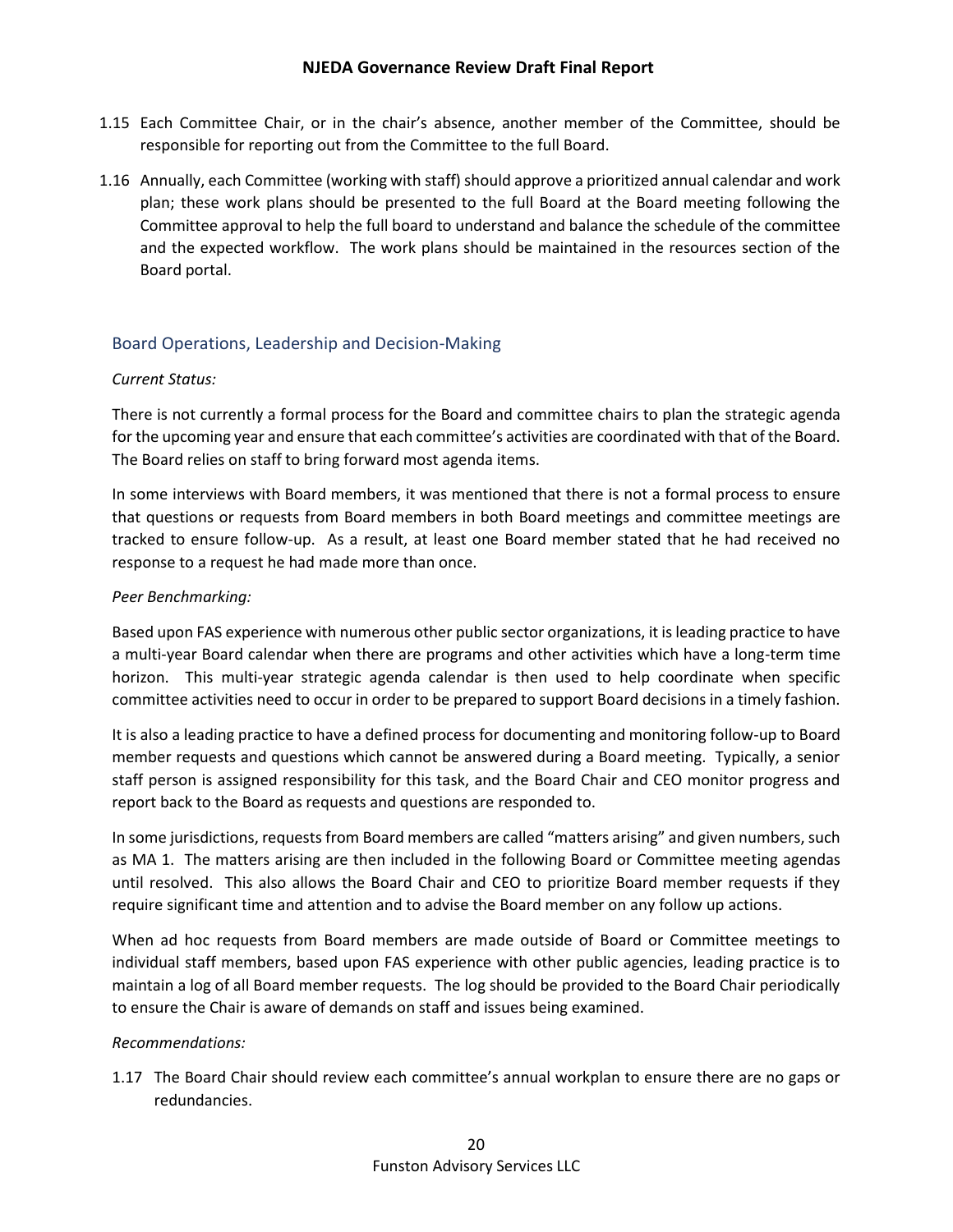1.15 Each Committee Chair, or in the chair's absence, another member of the Committee, should be responsible for reporting out from the Committee to the full Board.

1.16 Annually, each Committee (working with staff) should approve a prioritized annual calendar and work plan; these work plans should be presented to the full Board at the Board meeting following the Committee approval to help the full board to understand and balance the schedule of the committee and the expected workflow. The work plans should be maintained in the resources section of the Board portal.

### Board Operations, Leadership and Decision-Making

*Current Status:*

There is not currently a formal process for the Board and committee chairs to plan the strategic agenda for the upcoming year and ensure that each committee's activities are coordinated with that of the Board. The Board relies on staff to bring forward most agenda items.

In some interviews with Board members, it was mentioned that there is not a formal process to ensure that questions or requests from Board members in both Board meetings and committee meetings are tracked to ensure follow-up. As a result, at least one Board member stated that he had received no response to a request he had made more than once.

*Peer Benchmarking:*

Based upon FAS experience with numerous other public sector organizations, it is leading practice to have a multi-year Board calendar when there are programs and other activities which have a long-term time horizon. This multi-year strategic agenda calendar is then used to help coordinate when specific committee activities need to occur in order to be prepared to support Board decisions in a timely fashion.

It is also a leading practice to have a defined process for documenting and monitoring follow-up to Board member requests and questions which cannot be answered during a Board meeting. Typically, a senior staff person is assigned responsibility for this task, and the Board Chair and CEO monitor progress and report back to the Board as requests and questions are responded to.

In some jurisdictions, requests from Board members are called "matters arising" and given numbers, such as MA 1. The matters arising are then included in the following Board or Committee meeting agendas until resolved. This also allows the Board Chair and CEO to prioritize Board member requests if they require significant time and attention and to advise the Board member on any follow up actions.

When ad hoc requests from Board members are made outside of Board or Committee meetings to individual staff members, based upon FAS experience with other public agencies, leading practice is to maintain a log of all Board member requests. The log should be provided to the Board Chair periodically to ensure the Chair is aware of demands on staff and issues being examined.

*Recommendations:*

1.17 The Board Chair should review each committee's annual workplan to ensure there are no gaps or redundancies.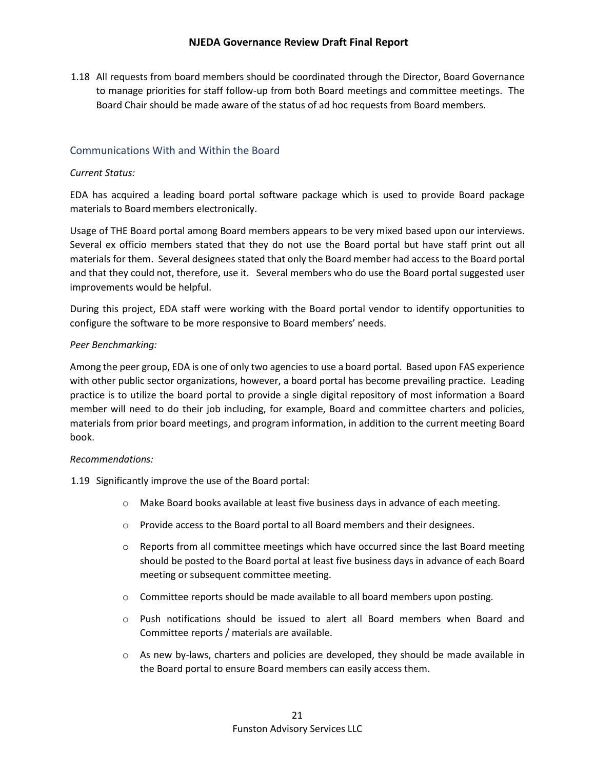1.18 All requests from board members should be coordinated through the Director, Board Governance to manage priorities for staff follow-up from both Board meetings and committee meetings. The Board Chair should be made aware of the status of ad hoc requests from Board members.

## Communications With and Within the Board

*Current Status:*

EDA has acquired a leading board portal software package which is used to provide Board package materials to Board members electronically.

Usage of THE Board portal among Board members appears to be very mixed based upon our interviews. Several ex officio members stated that they do not use the Board portal but have staff print out all materials for them. Several designees stated that only the Board member had access to the Board portal and that they could not, therefore, use it. Several members who do use the Board portal suggested user improvements would be helpful.

During this project, EDA staff were working with the Board portal vendor to identify opportunities to configure the software to be more responsive to Board members' needs.

*Peer Benchmarking:*

Among the peer group, EDA is one of only two agencies to use a board portal. Based upon FAS experience with other public sector organizations, however, a board portal has become prevailing practice. Leading practice is to utilize the board portal to provide a single digital repository of most information a Board member will need to do their job including, for example, Board and committee charters and policies, materials from prior board meetings, and program information, in addition to the current meeting Board book.

*Recommendations:*

1.19 Significantly improve the use of the Board portal:

- Make Board books available at least five business days in advance of each meeting.
- Provide access to the Board portal to all Board members and their designees.
- Reports from all committee meetings which have occurred since the last Board meeting should be posted to the Board portal at least five business days in advance of each Board meeting or subsequent committee meeting.
- Committee reports should be made available to all board members upon posting.
- Push notifications should be issued to alert all Board members when Board and Committee reports / materials are available.
- As new by-laws, charters and policies are developed, they should be made available in the Board portal to ensure Board members can easily access them.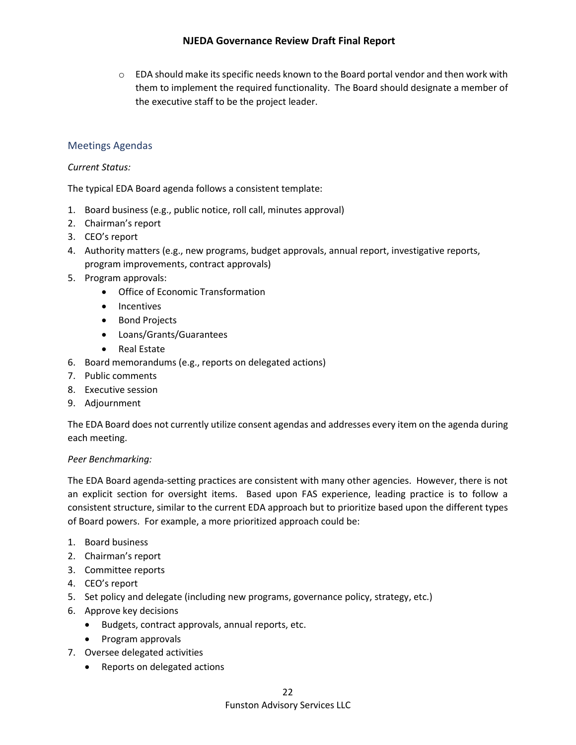- EDA should make its specific needs known to the Board portal vendor and then work with them to implement the required functionality. The Board should designate a member of the executive staff to be the project leader.

## Meetings Agendas

*Current Status:*

The typical EDA Board agenda follows a consistent template:

1. Board business (e.g., public notice, roll call, minutes approval)
2. Chairman's report
3. CEO's report
4. Authority matters (e.g., new programs, budget approvals, annual report, investigative reports, program improvements, contract approvals)
5. Program approvals:
   - Office of Economic Transformation
   - Incentives
   - Bond Projects
   - Loans/Grants/Guarantees
   - Real Estate
6. Board memorandums (e.g., reports on delegated actions)
7. Public comments
8. Executive session
9. Adjournment

The EDA Board does not currently utilize consent agendas and addresses every item on the agenda during each meeting.

*Peer Benchmarking:*

The EDA Board agenda-setting practices are consistent with many other agencies. However, there is not an explicit section for oversight items. Based upon FAS experience, leading practice is to follow a consistent structure, similar to the current EDA approach but to prioritize based upon the different types of Board powers. For example, a more prioritized approach could be:

1. Board business
2. Chairman's report
3. Committee reports
4. CEO's report
5. Set policy and delegate (including new programs, governance policy, strategy, etc.)
6. Approve key decisions
   - Budgets, contract approvals, annual reports, etc.
   - Program approvals
7. Oversee delegated activities
   - Reports on delegated actions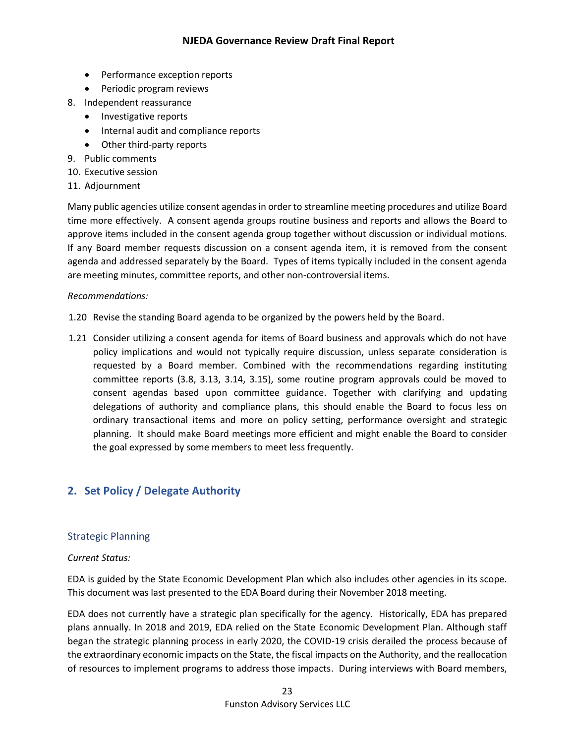- Performance exception reports
    - Periodic program reviews
8. Independent reassurance
    - Investigative reports
    - Internal audit and compliance reports
    - Other third-party reports
9. Public comments
10. Executive session
11. Adjournment

Many public agencies utilize consent agendas in order to streamline meeting procedures and utilize Board time more effectively. A consent agenda groups routine business and reports and allows the Board to approve items included in the consent agenda group together without discussion or individual motions. If any Board member requests discussion on a consent agenda item, it is removed from the consent agenda and addressed separately by the Board. Types of items typically included in the consent agenda are meeting minutes, committee reports, and other non-controversial items.

*Recommendations:*

1.20 Revise the standing Board agenda to be organized by the powers held by the Board.

1.21 Consider utilizing a consent agenda for items of Board business and approvals which do not have policy implications and would not typically require discussion, unless separate consideration is requested by a Board member. Combined with the recommendations regarding instituting committee reports (3.8, 3.13, 3.14, 3.15), some routine program approvals could be moved to consent agendas based upon committee guidance. Together with clarifying and updating delegations of authority and compliance plans, this should enable the Board to focus less on ordinary transactional items and more on policy setting, performance oversight and strategic planning. It should make Board meetings more efficient and might enable the Board to consider the goal expressed by some members to meet less frequently.

## 2. Set Policy / Delegate Authority

### Strategic Planning

*Current Status:*

EDA is guided by the State Economic Development Plan which also includes other agencies in its scope. This document was last presented to the EDA Board during their November 2018 meeting.

EDA does not currently have a strategic plan specifically for the agency. Historically, EDA has prepared plans annually. In 2018 and 2019, EDA relied on the State Economic Development Plan. Although staff began the strategic planning process in early 2020, the COVID-19 crisis derailed the process because of the extraordinary economic impacts on the State, the fiscal impacts on the Authority, and the reallocation of resources to implement programs to address those impacts. During interviews with Board members,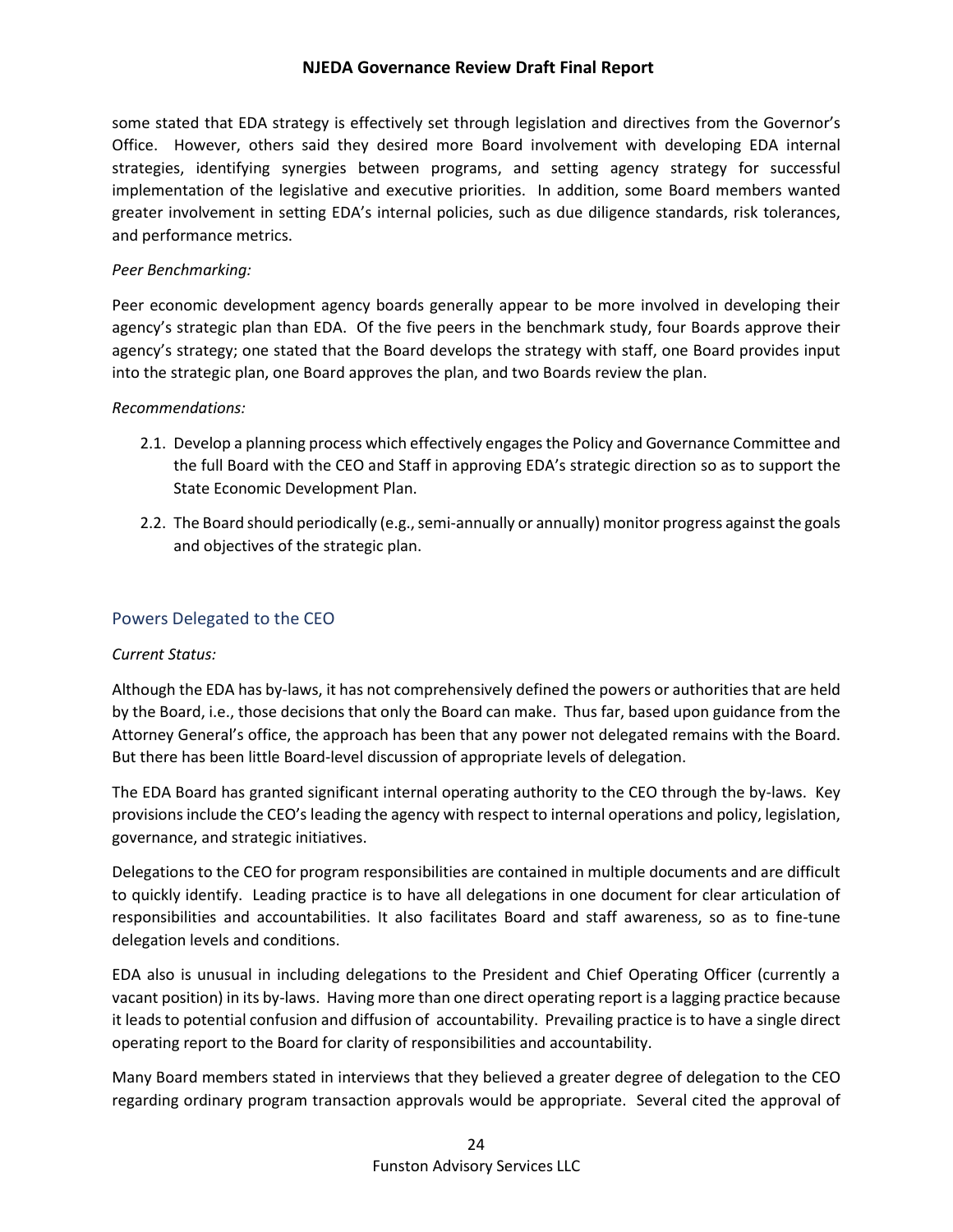some stated that EDA strategy is effectively set through legislation and directives from the Governor's Office. However, others said they desired more Board involvement with developing EDA internal strategies, identifying synergies between programs, and setting agency strategy for successful implementation of the legislative and executive priorities. In addition, some Board members wanted greater involvement in setting EDA's internal policies, such as due diligence standards, risk tolerances, and performance metrics.

*Peer Benchmarking:*

Peer economic development agency boards generally appear to be more involved in developing their agency's strategic plan than EDA. Of the five peers in the benchmark study, four Boards approve their agency's strategy; one stated that the Board develops the strategy with staff, one Board provides input into the strategic plan, one Board approves the plan, and two Boards review the plan.

*Recommendations:*

2.1. Develop a planning process which effectively engages the Policy and Governance Committee and the full Board with the CEO and Staff in approving EDA's strategic direction so as to support the State Economic Development Plan.

2.2. The Board should periodically (e.g., semi-annually or annually) monitor progress against the goals and objectives of the strategic plan.

## Powers Delegated to the CEO

*Current Status:*

Although the EDA has by-laws, it has not comprehensively defined the powers or authorities that are held by the Board, i.e., those decisions that only the Board can make. Thus far, based upon guidance from the Attorney General's office, the approach has been that any power not delegated remains with the Board. But there has been little Board-level discussion of appropriate levels of delegation.

The EDA Board has granted significant internal operating authority to the CEO through the by-laws. Key provisions include the CEO's leading the agency with respect to internal operations and policy, legislation, governance, and strategic initiatives.

Delegations to the CEO for program responsibilities are contained in multiple documents and are difficult to quickly identify. Leading practice is to have all delegations in one document for clear articulation of responsibilities and accountabilities. It also facilitates Board and staff awareness, so as to fine-tune delegation levels and conditions.

EDA also is unusual in including delegations to the President and Chief Operating Officer (currently a vacant position) in its by-laws. Having more than one direct operating report is a lagging practice because it leads to potential confusion and diffusion of accountability. Prevailing practice is to have a single direct operating report to the Board for clarity of responsibilities and accountability.

Many Board members stated in interviews that they believed a greater degree of delegation to the CEO regarding ordinary program transaction approvals would be appropriate. Several cited the approval of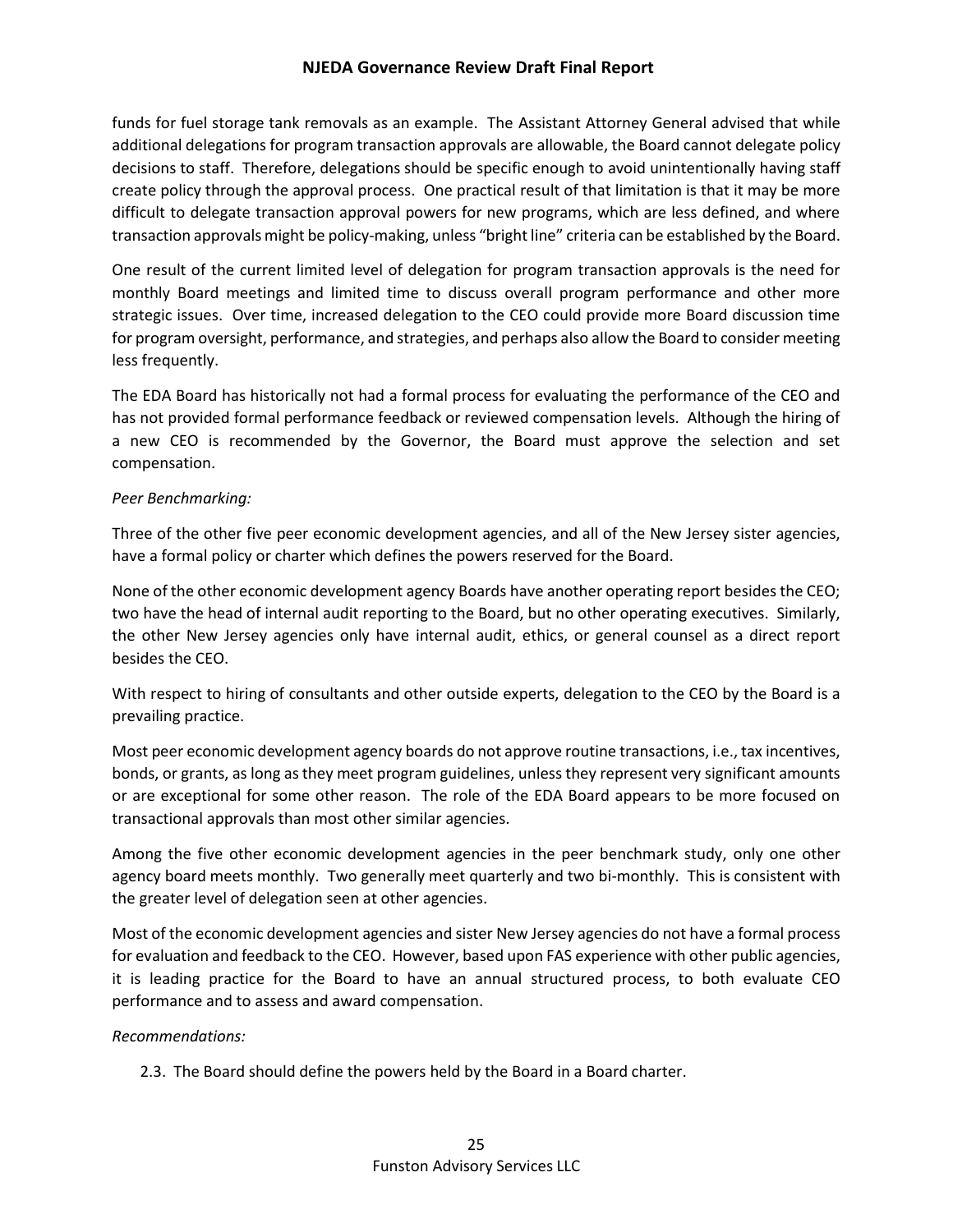funds for fuel storage tank removals as an example. The Assistant Attorney General advised that while additional delegations for program transaction approvals are allowable, the Board cannot delegate policy decisions to staff. Therefore, delegations should be specific enough to avoid unintentionally having staff create policy through the approval process. One practical result of that limitation is that it may be more difficult to delegate transaction approval powers for new programs, which are less defined, and where transaction approvals might be policy-making, unless "bright line" criteria can be established by the Board.

One result of the current limited level of delegation for program transaction approvals is the need for monthly Board meetings and limited time to discuss overall program performance and other more strategic issues. Over time, increased delegation to the CEO could provide more Board discussion time for program oversight, performance, and strategies, and perhaps also allow the Board to consider meeting less frequently.

The EDA Board has historically not had a formal process for evaluating the performance of the CEO and has not provided formal performance feedback or reviewed compensation levels. Although the hiring of a new CEO is recommended by the Governor, the Board must approve the selection and set compensation.

*Peer Benchmarking:*

Three of the other five peer economic development agencies, and all of the New Jersey sister agencies, have a formal policy or charter which defines the powers reserved for the Board.

None of the other economic development agency Boards have another operating report besides the CEO; two have the head of internal audit reporting to the Board, but no other operating executives. Similarly, the other New Jersey agencies only have internal audit, ethics, or general counsel as a direct report besides the CEO.

With respect to hiring of consultants and other outside experts, delegation to the CEO by the Board is a prevailing practice.

Most peer economic development agency boards do not approve routine transactions, i.e., tax incentives, bonds, or grants, as long as they meet program guidelines, unless they represent very significant amounts or are exceptional for some other reason. The role of the EDA Board appears to be more focused on transactional approvals than most other similar agencies.

Among the five other economic development agencies in the peer benchmark study, only one other agency board meets monthly. Two generally meet quarterly and two bi-monthly. This is consistent with the greater level of delegation seen at other agencies.

Most of the economic development agencies and sister New Jersey agencies do not have a formal process for evaluation and feedback to the CEO. However, based upon FAS experience with other public agencies, it is leading practice for the Board to have an annual structured process, to both evaluate CEO performance and to assess and award compensation.

*Recommendations:*

2.3. The Board should define the powers held by the Board in a Board charter.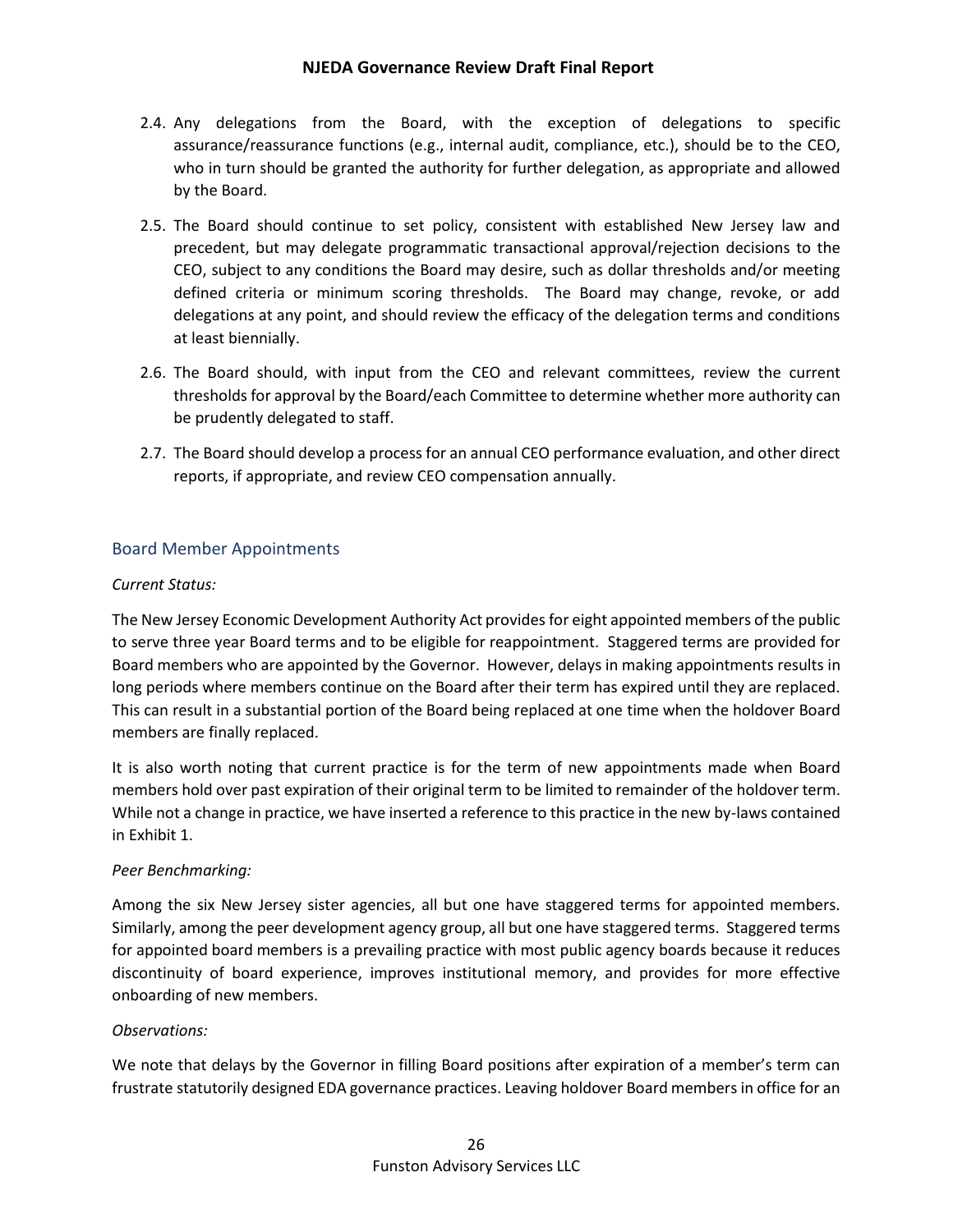2.4. Any delegations from the Board, with the exception of delegations to specific assurance/reassurance functions (e.g., internal audit, compliance, etc.), should be to the CEO, who in turn should be granted the authority for further delegation, as appropriate and allowed by the Board.

2.5. The Board should continue to set policy, consistent with established New Jersey law and precedent, but may delegate programmatic transactional approval/rejection decisions to the CEO, subject to any conditions the Board may desire, such as dollar thresholds and/or meeting defined criteria or minimum scoring thresholds. The Board may change, revoke, or add delegations at any point, and should review the efficacy of the delegation terms and conditions at least biennially.

2.6. The Board should, with input from the CEO and relevant committees, review the current thresholds for approval by the Board/each Committee to determine whether more authority can be prudently delegated to staff.

2.7. The Board should develop a process for an annual CEO performance evaluation, and other direct reports, if appropriate, and review CEO compensation annually.

## Board Member Appointments

*Current Status:*

The New Jersey Economic Development Authority Act provides for eight appointed members of the public to serve three year Board terms and to be eligible for reappointment. Staggered terms are provided for Board members who are appointed by the Governor. However, delays in making appointments results in long periods where members continue on the Board after their term has expired until they are replaced. This can result in a substantial portion of the Board being replaced at one time when the holdover Board members are finally replaced.

It is also worth noting that current practice is for the term of new appointments made when Board members hold over past expiration of their original term to be limited to remainder of the holdover term. While not a change in practice, we have inserted a reference to this practice in the new by-laws contained in Exhibit 1.

*Peer Benchmarking:*

Among the six New Jersey sister agencies, all but one have staggered terms for appointed members. Similarly, among the peer development agency group, all but one have staggered terms. Staggered terms for appointed board members is a prevailing practice with most public agency boards because it reduces discontinuity of board experience, improves institutional memory, and provides for more effective onboarding of new members.

*Observations:*

We note that delays by the Governor in filling Board positions after expiration of a member's term can frustrate statutorily designed EDA governance practices. Leaving holdover Board members in office for an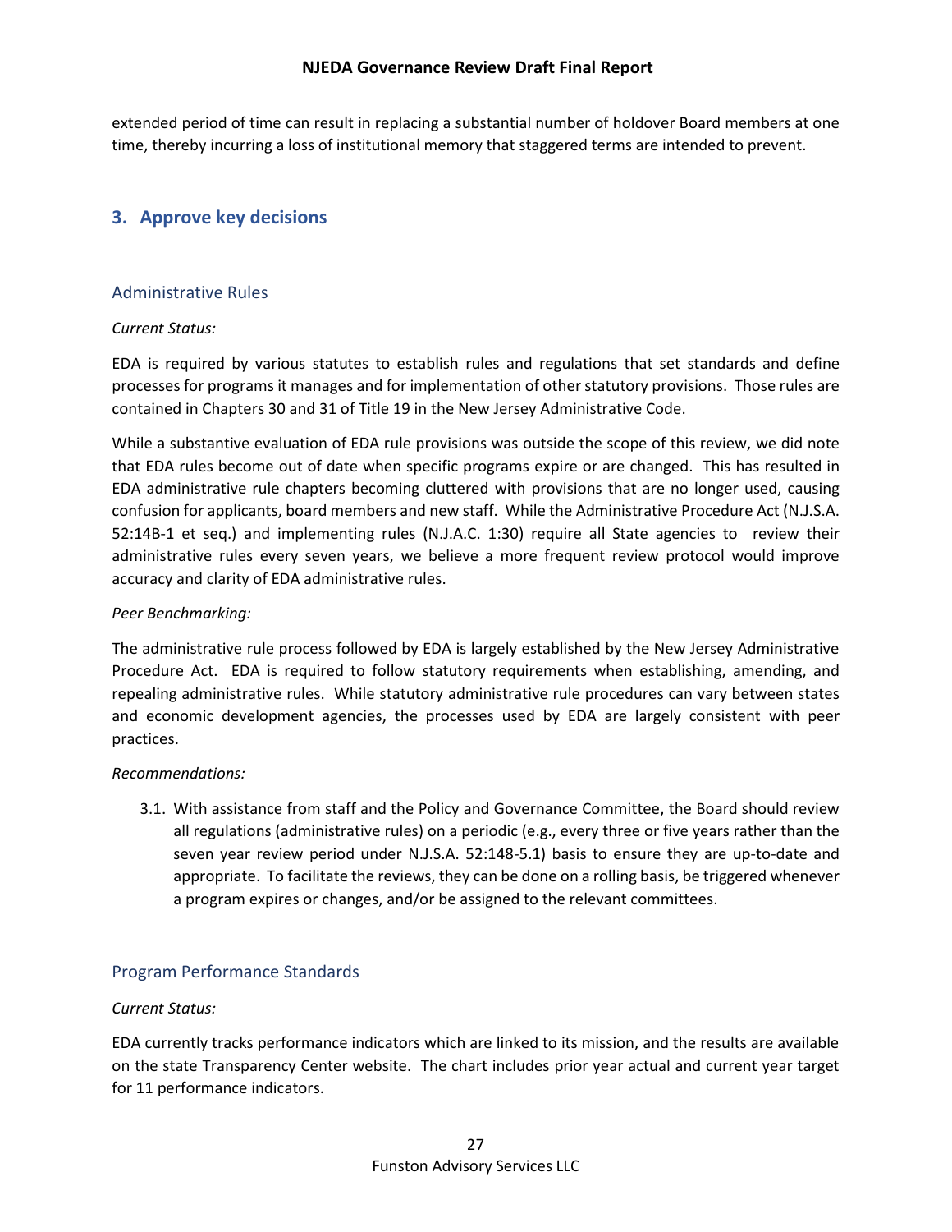extended period of time can result in replacing a substantial number of holdover Board members at one time, thereby incurring a loss of institutional memory that staggered terms are intended to prevent.

## 3. Approve key decisions

### Administrative Rules

*Current Status:*

EDA is required by various statutes to establish rules and regulations that set standards and define processes for programs it manages and for implementation of other statutory provisions. Those rules are contained in Chapters 30 and 31 of Title 19 in the New Jersey Administrative Code.

While a substantive evaluation of EDA rule provisions was outside the scope of this review, we did note that EDA rules become out of date when specific programs expire or are changed. This has resulted in EDA administrative rule chapters becoming cluttered with provisions that are no longer used, causing confusion for applicants, board members and new staff. While the Administrative Procedure Act (N.J.S.A. 52:14B-1 et seq.) and implementing rules (N.J.A.C. 1:30) require all State agencies to review their administrative rules every seven years, we believe a more frequent review protocol would improve accuracy and clarity of EDA administrative rules.

*Peer Benchmarking:*

The administrative rule process followed by EDA is largely established by the New Jersey Administrative Procedure Act. EDA is required to follow statutory requirements when establishing, amending, and repealing administrative rules. While statutory administrative rule procedures can vary between states and economic development agencies, the processes used by EDA are largely consistent with peer practices.

*Recommendations:*

3.1. With assistance from staff and the Policy and Governance Committee, the Board should review all regulations (administrative rules) on a periodic (e.g., every three or five years rather than the seven year review period under N.J.S.A. 52:148-5.1) basis to ensure they are up-to-date and appropriate. To facilitate the reviews, they can be done on a rolling basis, be triggered whenever a program expires or changes, and/or be assigned to the relevant committees.

### Program Performance Standards

*Current Status:*

EDA currently tracks performance indicators which are linked to its mission, and the results are available on the state Transparency Center website. The chart includes prior year actual and current year target for 11 performance indicators.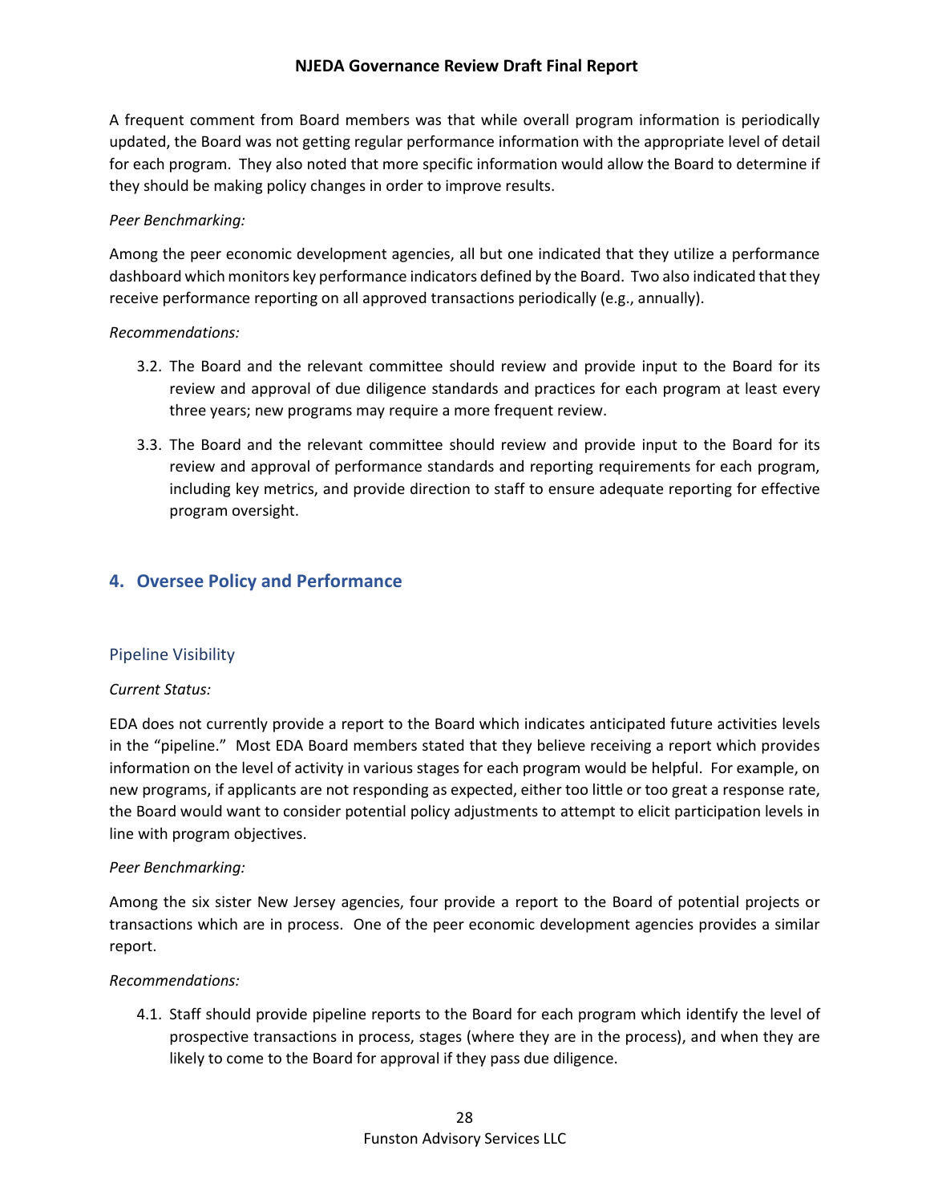A frequent comment from Board members was that while overall program information is periodically updated, the Board was not getting regular performance information with the appropriate level of detail for each program. They also noted that more specific information would allow the Board to determine if they should be making policy changes in order to improve results.

*Peer Benchmarking:*

Among the peer economic development agencies, all but one indicated that they utilize a performance dashboard which monitors key performance indicators defined by the Board. Two also indicated that they receive performance reporting on all approved transactions periodically (e.g., annually).

*Recommendations:*

3.2. The Board and the relevant committee should review and provide input to the Board for its review and approval of due diligence standards and practices for each program at least every three years; new programs may require a more frequent review.

3.3. The Board and the relevant committee should review and provide input to the Board for its review and approval of performance standards and reporting requirements for each program, including key metrics, and provide direction to staff to ensure adequate reporting for effective program oversight.

## 4. Oversee Policy and Performance

### Pipeline Visibility

*Current Status:*

EDA does not currently provide a report to the Board which indicates anticipated future activities levels in the "pipeline." Most EDA Board members stated that they believe receiving a report which provides information on the level of activity in various stages for each program would be helpful. For example, on new programs, if applicants are not responding as expected, either too little or too great a response rate, the Board would want to consider potential policy adjustments to attempt to elicit participation levels in line with program objectives.

*Peer Benchmarking:*

Among the six sister New Jersey agencies, four provide a report to the Board of potential projects or transactions which are in process. One of the peer economic development agencies provides a similar report.

*Recommendations:*

4.1. Staff should provide pipeline reports to the Board for each program which identify the level of prospective transactions in process, stages (where they are in the process), and when they are likely to come to the Board for approval if they pass due diligence.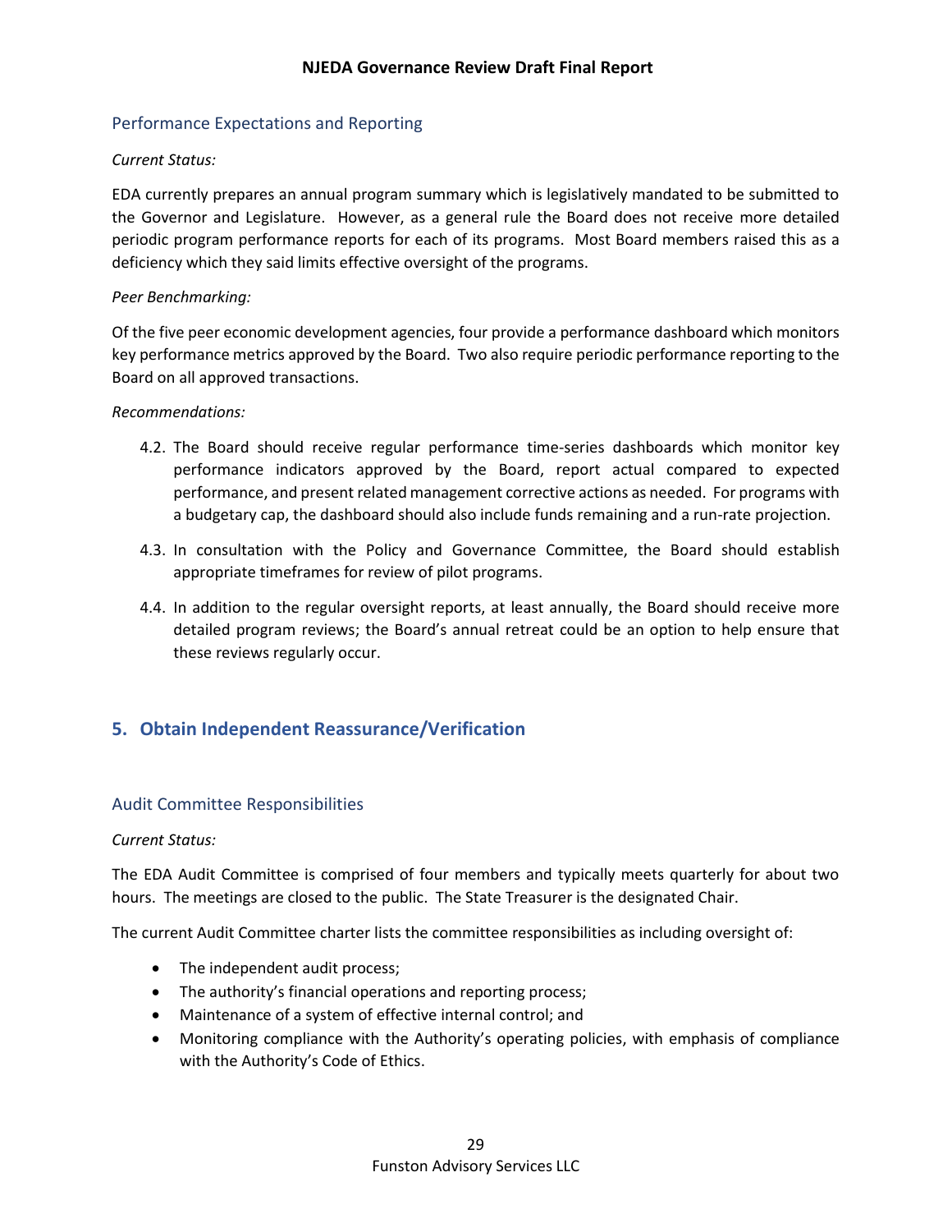### Performance Expectations and Reporting

*Current Status:*

EDA currently prepares an annual program summary which is legislatively mandated to be submitted to the Governor and Legislature. However, as a general rule the Board does not receive more detailed periodic program performance reports for each of its programs. Most Board members raised this as a deficiency which they said limits effective oversight of the programs.

*Peer Benchmarking:*

Of the five peer economic development agencies, four provide a performance dashboard which monitors key performance metrics approved by the Board. Two also require periodic performance reporting to the Board on all approved transactions.

*Recommendations:*

4.2. The Board should receive regular performance time-series dashboards which monitor key performance indicators approved by the Board, report actual compared to expected performance, and present related management corrective actions as needed. For programs with a budgetary cap, the dashboard should also include funds remaining and a run-rate projection.

4.3. In consultation with the Policy and Governance Committee, the Board should establish appropriate timeframes for review of pilot programs.

4.4. In addition to the regular oversight reports, at least annually, the Board should receive more detailed program reviews; the Board's annual retreat could be an option to help ensure that these reviews regularly occur.

## 5. Obtain Independent Reassurance/Verification

### Audit Committee Responsibilities

*Current Status:*

The EDA Audit Committee is comprised of four members and typically meets quarterly for about two hours. The meetings are closed to the public. The State Treasurer is the designated Chair.

The current Audit Committee charter lists the committee responsibilities as including oversight of:

- The independent audit process;
- The authority's financial operations and reporting process;
- Maintenance of a system of effective internal control; and
- Monitoring compliance with the Authority's operating policies, with emphasis of compliance with the Authority's Code of Ethics.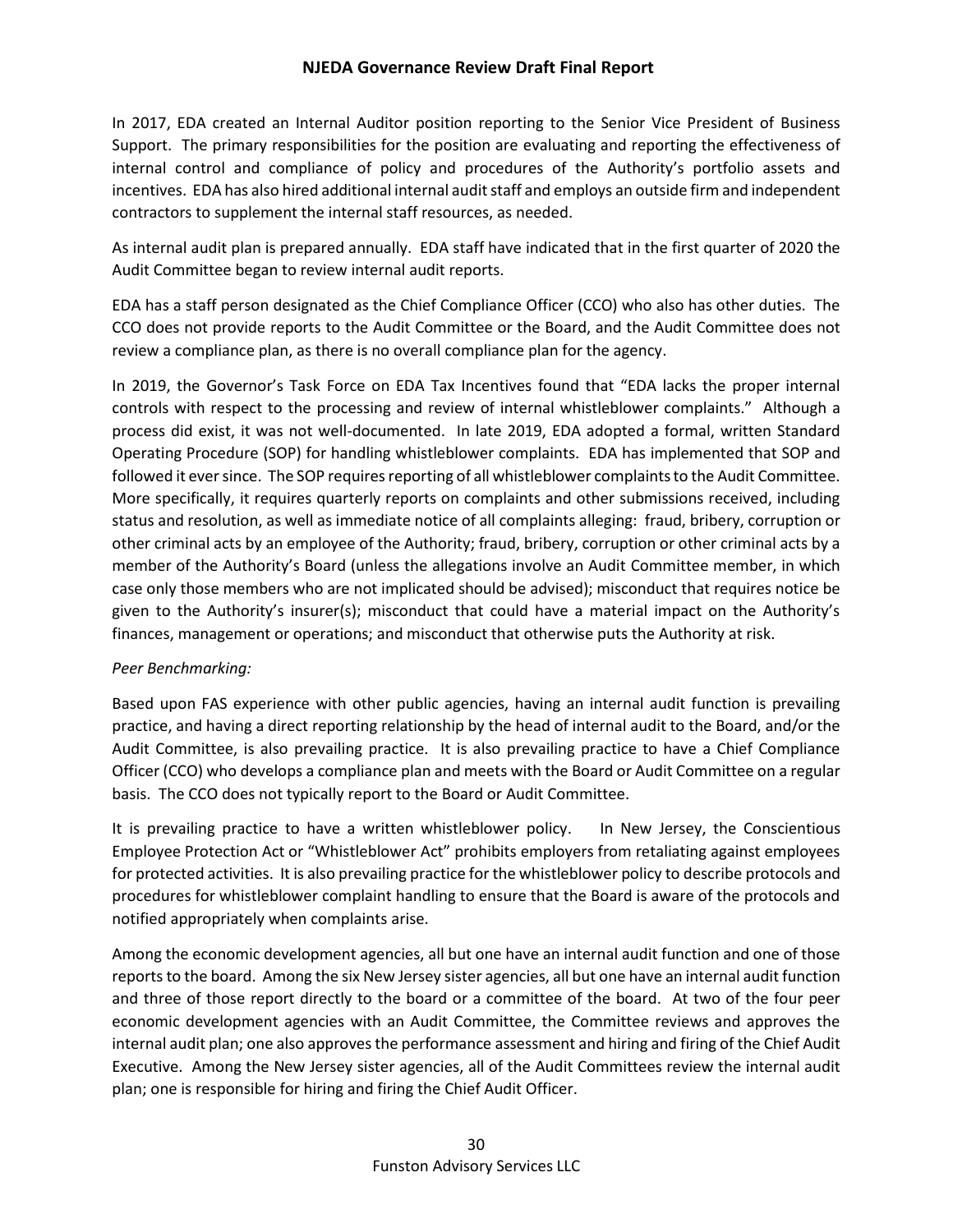In 2017, EDA created an Internal Auditor position reporting to the Senior Vice President of Business Support. The primary responsibilities for the position are evaluating and reporting the effectiveness of internal control and compliance of policy and procedures of the Authority's portfolio assets and incentives. EDA has also hired additional internal audit staff and employs an outside firm and independent contractors to supplement the internal staff resources, as needed.

As internal audit plan is prepared annually. EDA staff have indicated that in the first quarter of 2020 the Audit Committee began to review internal audit reports.

EDA has a staff person designated as the Chief Compliance Officer (CCO) who also has other duties. The CCO does not provide reports to the Audit Committee or the Board, and the Audit Committee does not review a compliance plan, as there is no overall compliance plan for the agency.

In 2019, the Governor's Task Force on EDA Tax Incentives found that "EDA lacks the proper internal controls with respect to the processing and review of internal whistleblower complaints." Although a process did exist, it was not well-documented. In late 2019, EDA adopted a formal, written Standard Operating Procedure (SOP) for handling whistleblower complaints. EDA has implemented that SOP and followed it ever since. The SOP requires reporting of all whistleblower complaints to the Audit Committee. More specifically, it requires quarterly reports on complaints and other submissions received, including status and resolution, as well as immediate notice of all complaints alleging: fraud, bribery, corruption or other criminal acts by an employee of the Authority; fraud, bribery, corruption or other criminal acts by a member of the Authority's Board (unless the allegations involve an Audit Committee member, in which case only those members who are not implicated should be advised); misconduct that requires notice be given to the Authority's insurer(s); misconduct that could have a material impact on the Authority's finances, management or operations; and misconduct that otherwise puts the Authority at risk.

*Peer Benchmarking:*

Based upon FAS experience with other public agencies, having an internal audit function is prevailing practice, and having a direct reporting relationship by the head of internal audit to the Board, and/or the Audit Committee, is also prevailing practice. It is also prevailing practice to have a Chief Compliance Officer (CCO) who develops a compliance plan and meets with the Board or Audit Committee on a regular basis. The CCO does not typically report to the Board or Audit Committee.

It is prevailing practice to have a written whistleblower policy. In New Jersey, the Conscientious Employee Protection Act or "Whistleblower Act" prohibits employers from retaliating against employees for protected activities. It is also prevailing practice for the whistleblower policy to describe protocols and procedures for whistleblower complaint handling to ensure that the Board is aware of the protocols and notified appropriately when complaints arise.

Among the economic development agencies, all but one have an internal audit function and one of those reports to the board. Among the six New Jersey sister agencies, all but one have an internal audit function and three of those report directly to the board or a committee of the board. At two of the four peer economic development agencies with an Audit Committee, the Committee reviews and approves the internal audit plan; one also approves the performance assessment and hiring and firing of the Chief Audit Executive. Among the New Jersey sister agencies, all of the Audit Committees review the internal audit plan; one is responsible for hiring and firing the Chief Audit Officer.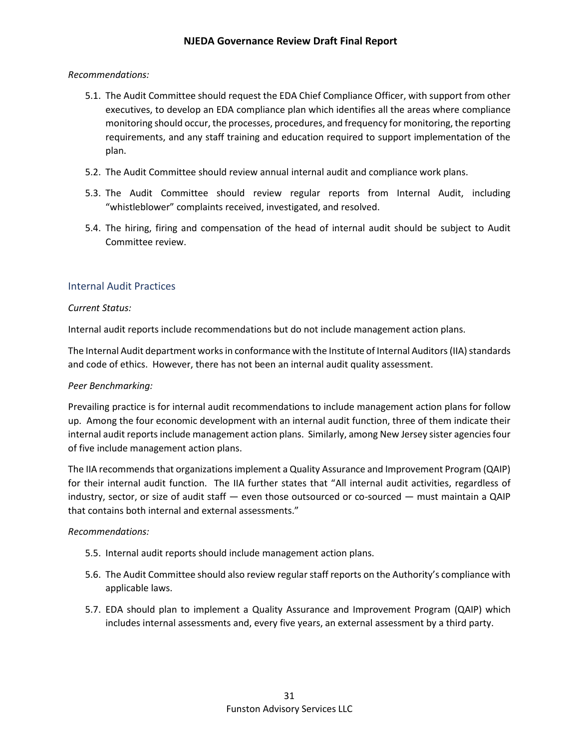*Recommendations:*

5.1. The Audit Committee should request the EDA Chief Compliance Officer, with support from other executives, to develop an EDA compliance plan which identifies all the areas where compliance monitoring should occur, the processes, procedures, and frequency for monitoring, the reporting requirements, and any staff training and education required to support implementation of the plan.

5.2. The Audit Committee should review annual internal audit and compliance work plans.

5.3. The Audit Committee should review regular reports from Internal Audit, including "whistleblower" complaints received, investigated, and resolved.

5.4. The hiring, firing and compensation of the head of internal audit should be subject to Audit Committee review.

## Internal Audit Practices

*Current Status:*

Internal audit reports include recommendations but do not include management action plans.

The Internal Audit department works in conformance with the Institute of Internal Auditors (IIA) standards and code of ethics. However, there has not been an internal audit quality assessment.

*Peer Benchmarking:*

Prevailing practice is for internal audit recommendations to include management action plans for follow up. Among the four economic development with an internal audit function, three of them indicate their internal audit reports include management action plans. Similarly, among New Jersey sister agencies four of five include management action plans.

The IIA recommends that organizations implement a Quality Assurance and Improvement Program (QAIP) for their internal audit function. The IIA further states that "All internal audit activities, regardless of industry, sector, or size of audit staff — even those outsourced or co-sourced — must maintain a QAIP that contains both internal and external assessments."

*Recommendations:*

5.5. Internal audit reports should include management action plans.

5.6. The Audit Committee should also review regular staff reports on the Authority's compliance with applicable laws.

5.7. EDA should plan to implement a Quality Assurance and Improvement Program (QAIP) which includes internal assessments and, every five years, an external assessment by a third party.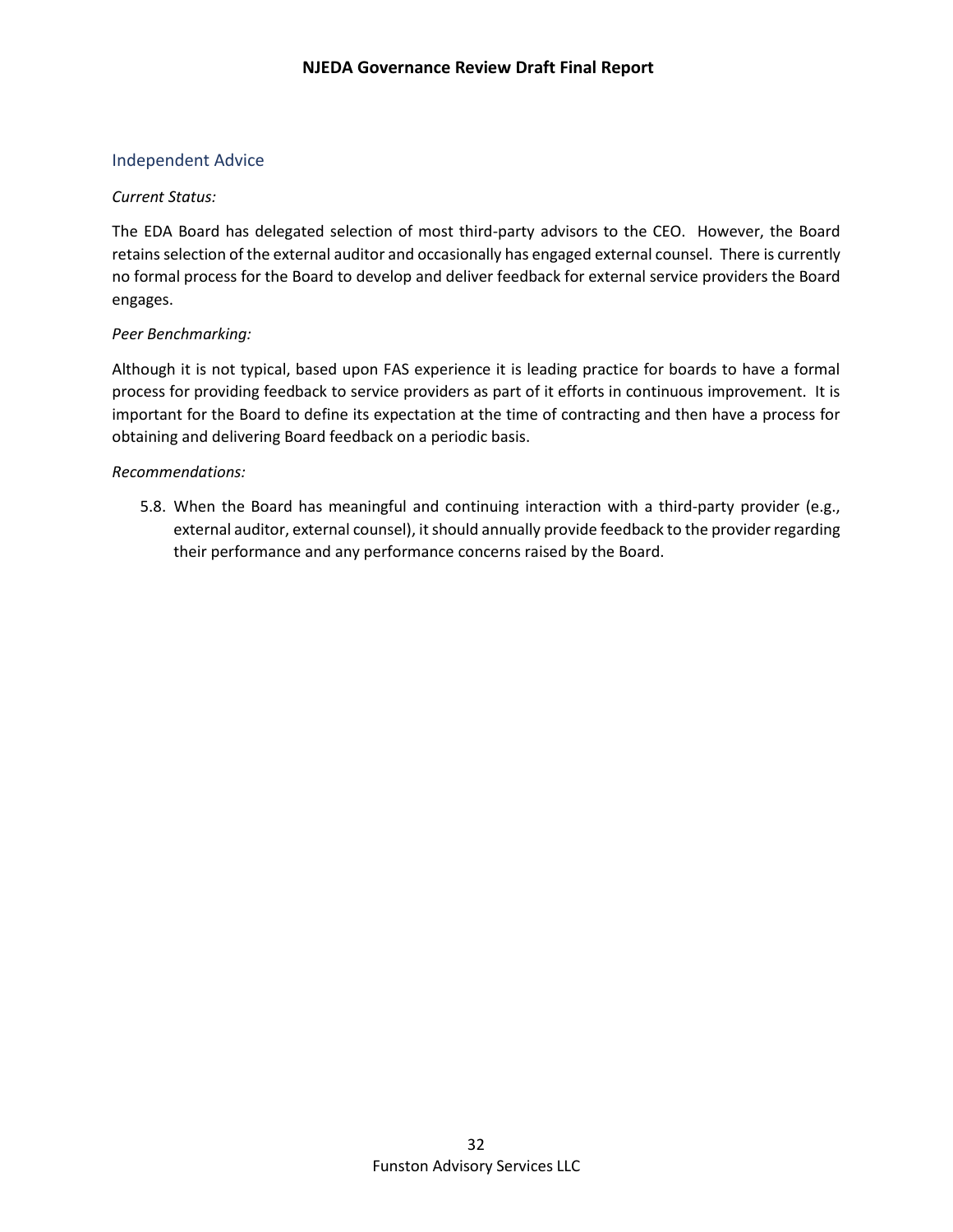## Independent Advice

*Current Status:*

The EDA Board has delegated selection of most third-party advisors to the CEO. However, the Board retains selection of the external auditor and occasionally has engaged external counsel. There is currently no formal process for the Board to develop and deliver feedback for external service providers the Board engages.

*Peer Benchmarking:*

Although it is not typical, based upon FAS experience it is leading practice for boards to have a formal process for providing feedback to service providers as part of it efforts in continuous improvement. It is important for the Board to define its expectation at the time of contracting and then have a process for obtaining and delivering Board feedback on a periodic basis.

*Recommendations:*

5.8. When the Board has meaningful and continuing interaction with a third-party provider (e.g., external auditor, external counsel), it should annually provide feedback to the provider regarding their performance and any performance concerns raised by the Board.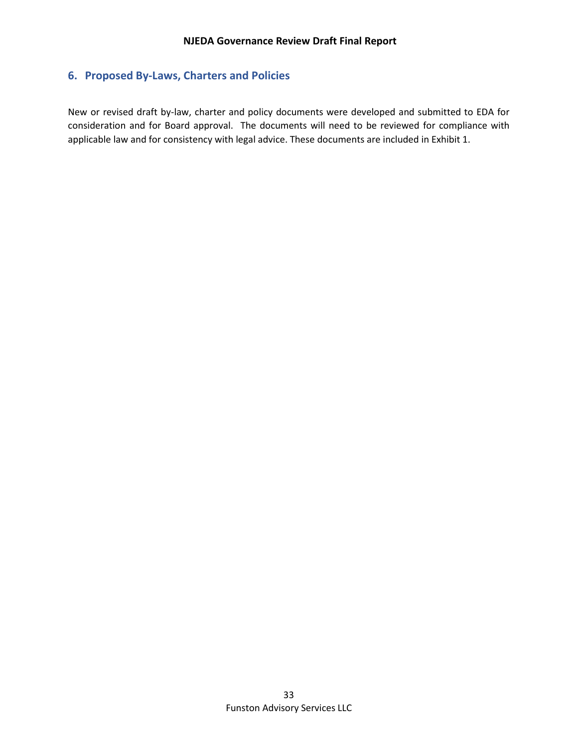## 6. Proposed By-Laws, Charters and Policies

New or revised draft by-law, charter and policy documents were developed and submitted to EDA for consideration and for Board approval. The documents will need to be reviewed for compliance with applicable law and for consistency with legal advice. These documents are included in Exhibit 1.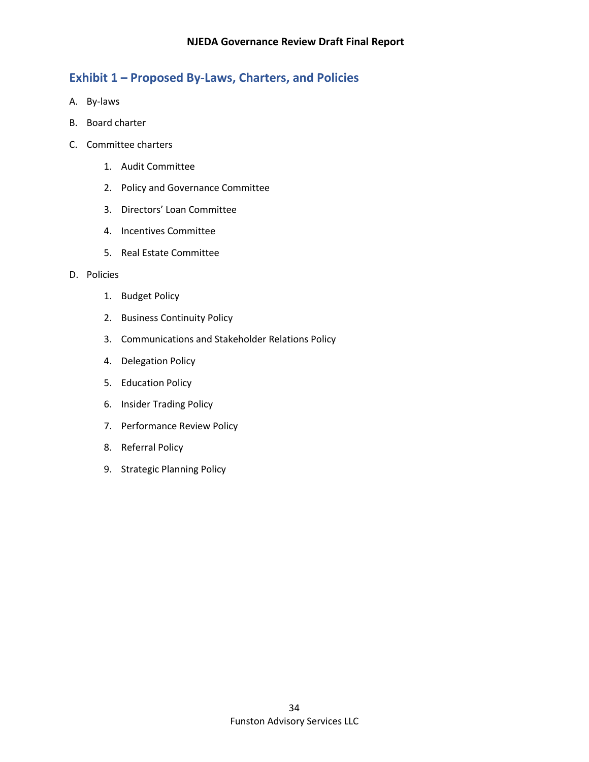## Exhibit 1 – Proposed By-Laws, Charters, and Policies

A. By-laws

B. Board charter

C. Committee charters

   1. Audit Committee
   2. Policy and Governance Committee
   3. Directors' Loan Committee
   4. Incentives Committee
   5. Real Estate Committee

D. Policies

   1. Budget Policy
   2. Business Continuity Policy
   3. Communications and Stakeholder Relations Policy
   4. Delegation Policy
   5. Education Policy
   6. Insider Trading Policy
   7. Performance Review Policy
   8. Referral Policy
   9. Strategic Planning Policy